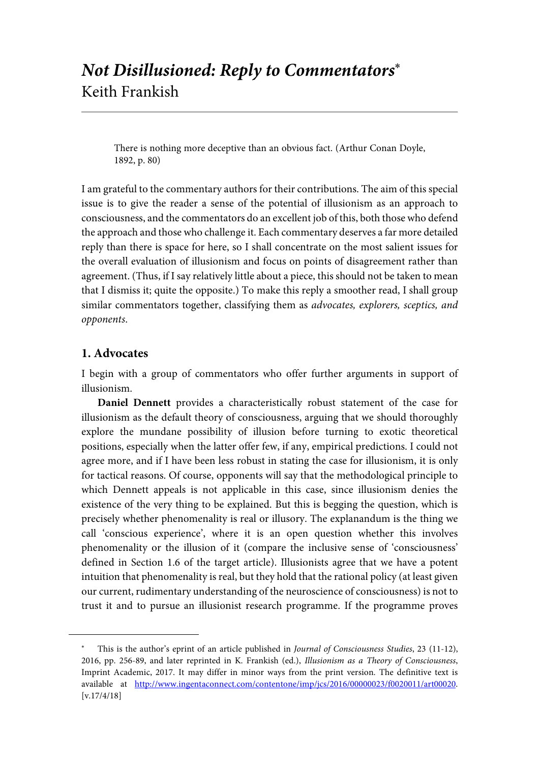# *Not Disillusioned: Reply to Commentators*[*]
Keith Frankish

---

> There is nothing more deceptive than an obvious fact. (Arthur Conan Doyle, 1892, p. 80)

I am grateful to the commentary authors for their contributions. The aim of this special issue is to give the reader a sense of the potential of illusionism as an approach to consciousness, and the commentators do an excellent job of this, both those who defend the approach and those who challenge it. Each commentary deserves a far more detailed reply than there is space for here, so I shall concentrate on the most salient issues for the overall evaluation of illusionism and focus on points of disagreement rather than agreement. (Thus, if I say relatively little about a piece, this should not be taken to mean that I dismiss it; quite the opposite.) To make this reply a smoother read, I shall group similar commentators together, classifying them as *advocates, explorers, sceptics, and opponents*.

## 1. Advocates

I begin with a group of commentators who offer further arguments in support of illusionism.

**Daniel Dennett** provides a characteristically robust statement of the case for illusionism as the default theory of consciousness, arguing that we should thoroughly explore the mundane possibility of illusion before turning to exotic theoretical positions, especially when the latter offer few, if any, empirical predictions. I could not agree more, and if I have been less robust in stating the case for illusionism, it is only for tactical reasons. Of course, opponents will say that the methodological principle to which Dennett appeals is not applicable in this case, since illusionism denies the existence of the very thing to be explained. But this is begging the question, which is precisely whether phenomenality is real or illusory. The explanandum is the thing we call 'conscious experience', where it is an open question whether this involves phenomenality or the illusion of it (compare the inclusive sense of 'consciousness' defined in Section 1.6 of the target article). Illusionists agree that we have a potent intuition that phenomenality is real, but they hold that the rational policy (at least given our current, rudimentary understanding of the neuroscience of consciousness) is not to trust it and to pursue an illusionist research programme. If the programme proves

---

[*] This is the author's eprint of an article published in *Journal of Consciousness Studies*, 23 (11-12), 2016, pp. 256-89, and later reprinted in K. Frankish (ed.), *Illusionism as a Theory of Consciousness*, Imprint Academic, 2017. It may differ in minor ways from the print version. The definitive text is available at http://www.ingentaconnect.com/contentone/imp/jcs/2016/00000023/f0020011/art00020. [v.17/4/18]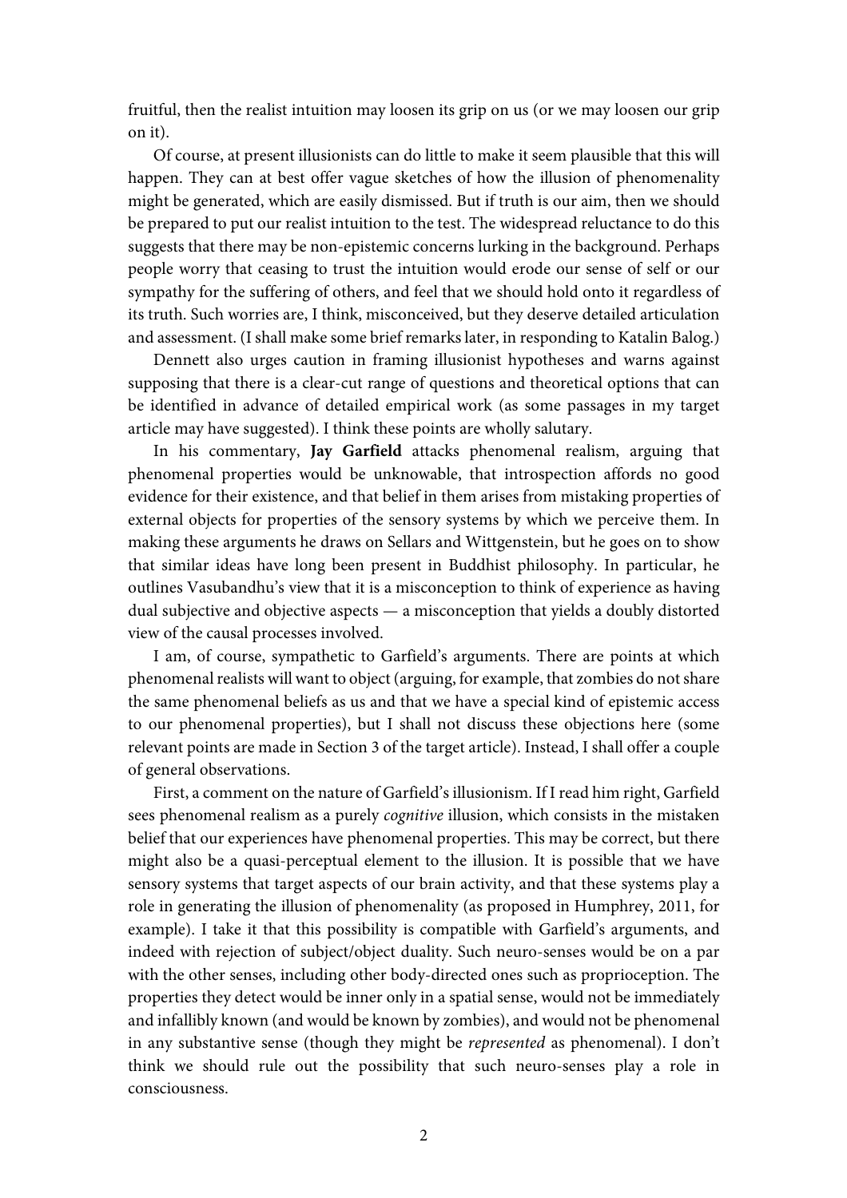fruitful, then the realist intuition may loosen its grip on us (or we may loosen our grip on it).

Of course, at present illusionists can do little to make it seem plausible that this will happen. They can at best offer vague sketches of how the illusion of phenomenality might be generated, which are easily dismissed. But if truth is our aim, then we should be prepared to put our realist intuition to the test. The widespread reluctance to do this suggests that there may be non-epistemic concerns lurking in the background. Perhaps people worry that ceasing to trust the intuition would erode our sense of self or our sympathy for the suffering of others, and feel that we should hold onto it regardless of its truth. Such worries are, I think, misconceived, but they deserve detailed articulation and assessment. (I shall make some brief remarks later, in responding to Katalin Balog.)

Dennett also urges caution in framing illusionist hypotheses and warns against supposing that there is a clear-cut range of questions and theoretical options that can be identified in advance of detailed empirical work (as some passages in my target article may have suggested). I think these points are wholly salutary.

In his commentary, **Jay Garfield** attacks phenomenal realism, arguing that phenomenal properties would be unknowable, that introspection affords no good evidence for their existence, and that belief in them arises from mistaking properties of external objects for properties of the sensory systems by which we perceive them. In making these arguments he draws on Sellars and Wittgenstein, but he goes on to show that similar ideas have long been present in Buddhist philosophy. In particular, he outlines Vasubandhu's view that it is a misconception to think of experience as having dual subjective and objective aspects — a misconception that yields a doubly distorted view of the causal processes involved.

I am, of course, sympathetic to Garfield's arguments. There are points at which phenomenal realists will want to object (arguing, for example, that zombies do not share the same phenomenal beliefs as us and that we have a special kind of epistemic access to our phenomenal properties), but I shall not discuss these objections here (some relevant points are made in Section 3 of the target article). Instead, I shall offer a couple of general observations.

First, a comment on the nature of Garfield's illusionism. If I read him right, Garfield sees phenomenal realism as a purely *cognitive* illusion, which consists in the mistaken belief that our experiences have phenomenal properties. This may be correct, but there might also be a quasi-perceptual element to the illusion. It is possible that we have sensory systems that target aspects of our brain activity, and that these systems play a role in generating the illusion of phenomenality (as proposed in Humphrey, 2011, for example). I take it that this possibility is compatible with Garfield's arguments, and indeed with rejection of subject/object duality. Such neuro-senses would be on a par with the other senses, including other body-directed ones such as proprioception. The properties they detect would be inner only in a spatial sense, would not be immediately and infallibly known (and would be known by zombies), and would not be phenomenal in any substantive sense (though they might be *represented* as phenomenal). I don't think we should rule out the possibility that such neuro-senses play a role in consciousness.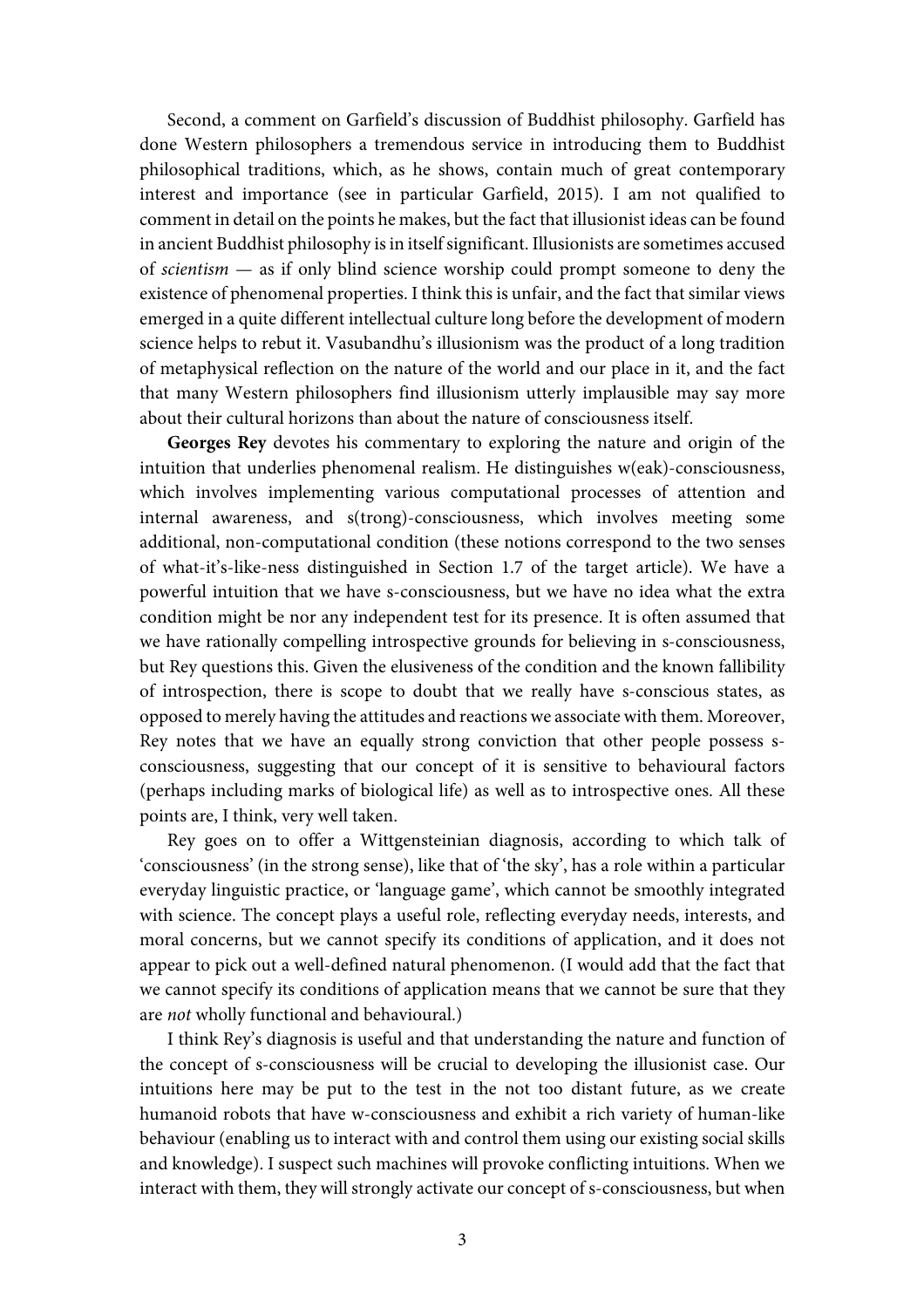Second, a comment on Garfield's discussion of Buddhist philosophy. Garfield has done Western philosophers a tremendous service in introducing them to Buddhist philosophical traditions, which, as he shows, contain much of great contemporary interest and importance (see in particular Garfield, 2015). I am not qualified to comment in detail on the points he makes, but the fact that illusionist ideas can be found in ancient Buddhist philosophy is in itself significant. Illusionists are sometimes accused of *scientism* — as if only blind science worship could prompt someone to deny the existence of phenomenal properties. I think this is unfair, and the fact that similar views emerged in a quite different intellectual culture long before the development of modern science helps to rebut it. Vasubandhu's illusionism was the product of a long tradition of metaphysical reflection on the nature of the world and our place in it, and the fact that many Western philosophers find illusionism utterly implausible may say more about their cultural horizons than about the nature of consciousness itself.

**Georges Rey** devotes his commentary to exploring the nature and origin of the intuition that underlies phenomenal realism. He distinguishes w(eak)-consciousness, which involves implementing various computational processes of attention and internal awareness, and s(trong)-consciousness, which involves meeting some additional, non-computational condition (these notions correspond to the two senses of what-it's-like-ness distinguished in Section 1.7 of the target article). We have a powerful intuition that we have s-consciousness, but we have no idea what the extra condition might be nor any independent test for its presence. It is often assumed that we have rationally compelling introspective grounds for believing in s-consciousness, but Rey questions this. Given the elusiveness of the condition and the known fallibility of introspection, there is scope to doubt that we really have s-conscious states, as opposed to merely having the attitudes and reactions we associate with them. Moreover, Rey notes that we have an equally strong conviction that other people possess s-consciousness, suggesting that our concept of it is sensitive to behavioural factors (perhaps including marks of biological life) as well as to introspective ones. All these points are, I think, very well taken.

Rey goes on to offer a Wittgensteinian diagnosis, according to which talk of 'consciousness' (in the strong sense), like that of 'the sky', has a role within a particular everyday linguistic practice, or 'language game', which cannot be smoothly integrated with science. The concept plays a useful role, reflecting everyday needs, interests, and moral concerns, but we cannot specify its conditions of application, and it does not appear to pick out a well-defined natural phenomenon. (I would add that the fact that we cannot specify its conditions of application means that we cannot be sure that they are *not* wholly functional and behavioural.)

I think Rey's diagnosis is useful and that understanding the nature and function of the concept of s-consciousness will be crucial to developing the illusionist case. Our intuitions here may be put to the test in the not too distant future, as we create humanoid robots that have w-consciousness and exhibit a rich variety of human-like behaviour (enabling us to interact with and control them using our existing social skills and knowledge). I suspect such machines will provoke conflicting intuitions. When we interact with them, they will strongly activate our concept of s-consciousness, but when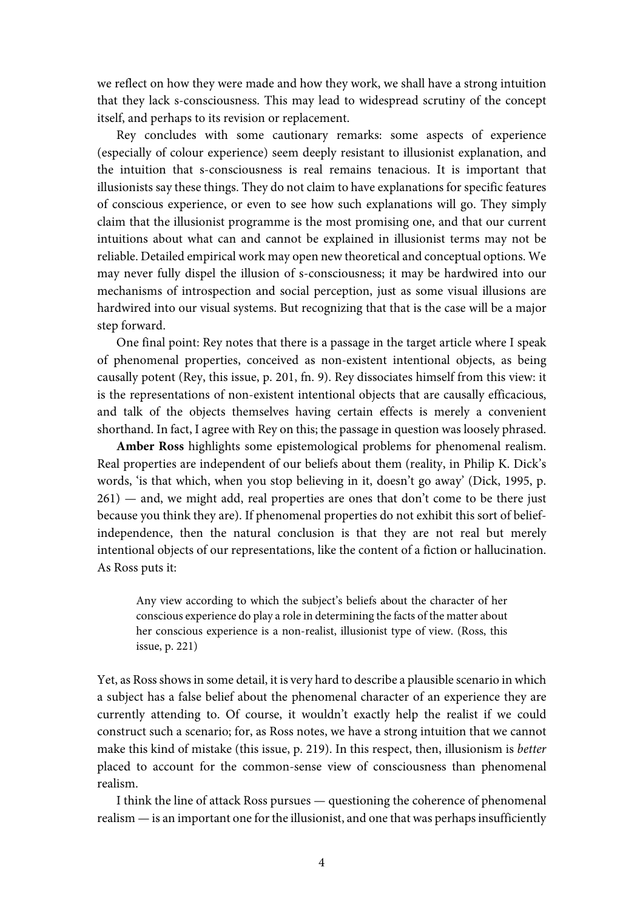we reflect on how they were made and how they work, we shall have a strong intuition that they lack s-consciousness. This may lead to widespread scrutiny of the concept itself, and perhaps to its revision or replacement.

Rey concludes with some cautionary remarks: some aspects of experience (especially of colour experience) seem deeply resistant to illusionist explanation, and the intuition that s-consciousness is real remains tenacious. It is important that illusionists say these things. They do not claim to have explanations for specific features of conscious experience, or even to see how such explanations will go. They simply claim that the illusionist programme is the most promising one, and that our current intuitions about what can and cannot be explained in illusionist terms may not be reliable. Detailed empirical work may open new theoretical and conceptual options. We may never fully dispel the illusion of s-consciousness; it may be hardwired into our mechanisms of introspection and social perception, just as some visual illusions are hardwired into our visual systems. But recognizing that that is the case will be a major step forward.

One final point: Rey notes that there is a passage in the target article where I speak of phenomenal properties, conceived as non-existent intentional objects, as being causally potent (Rey, this issue, p. 201, fn. 9). Rey dissociates himself from this view: it is the representations of non-existent intentional objects that are causally efficacious, and talk of the objects themselves having certain effects is merely a convenient shorthand. In fact, I agree with Rey on this; the passage in question was loosely phrased.

**Amber Ross** highlights some epistemological problems for phenomenal realism. Real properties are independent of our beliefs about them (reality, in Philip K. Dick's words, 'is that which, when you stop believing in it, doesn't go away' (Dick, 1995, p. 261) — and, we might add, real properties are ones that don't come to be there just because you think they are). If phenomenal properties do not exhibit this sort of belief-independence, then the natural conclusion is that they are not real but merely intentional objects of our representations, like the content of a fiction or hallucination. As Ross puts it:

> Any view according to which the subject's beliefs about the character of her conscious experience do play a role in determining the facts of the matter about her conscious experience is a non-realist, illusionist type of view. (Ross, this issue, p. 221)

Yet, as Ross shows in some detail, it is very hard to describe a plausible scenario in which a subject has a false belief about the phenomenal character of an experience they are currently attending to. Of course, it wouldn't exactly help the realist if we could construct such a scenario; for, as Ross notes, we have a strong intuition that we cannot make this kind of mistake (this issue, p. 219). In this respect, then, illusionism is *better* placed to account for the common-sense view of consciousness than phenomenal realism.

I think the line of attack Ross pursues — questioning the coherence of phenomenal realism — is an important one for the illusionist, and one that was perhaps insufficiently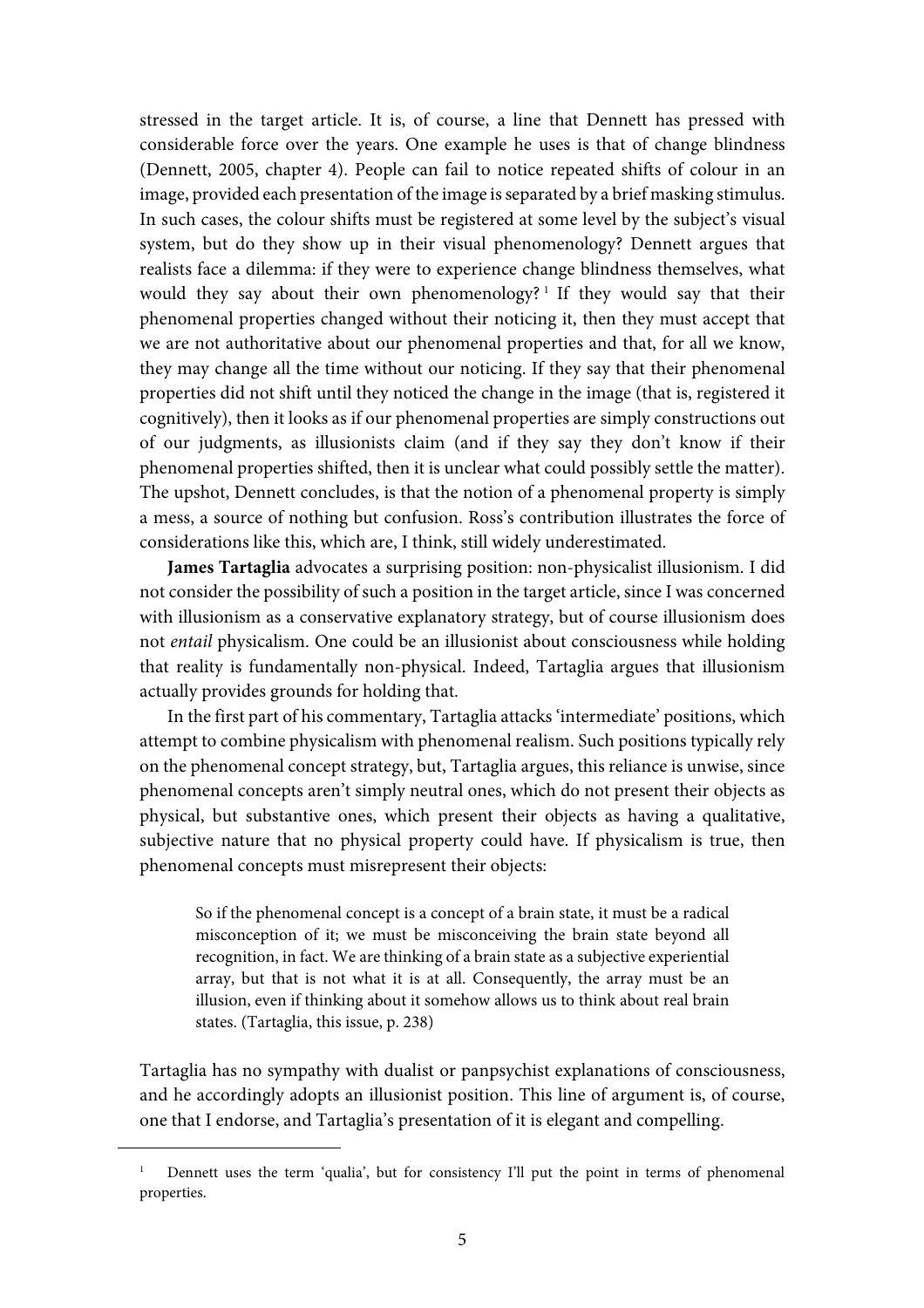stressed in the target article. It is, of course, a line that Dennett has pressed with considerable force over the years. One example he uses is that of change blindness (Dennett, 2005, chapter 4). People can fail to notice repeated shifts of colour in an image, provided each presentation of the image is separated by a brief masking stimulus. In such cases, the colour shifts must be registered at some level by the subject's visual system, but do they show up in their visual phenomenology? Dennett argues that realists face a dilemma: if they were to experience change blindness themselves, what would they say about their own phenomenology? [1] If they would say that their phenomenal properties changed without their noticing it, then they must accept that we are not authoritative about our phenomenal properties and that, for all we know, they may change all the time without our noticing. If they say that their phenomenal properties did not shift until they noticed the change in the image (that is, registered it cognitively), then it looks as if our phenomenal properties are simply constructions out of our judgments, as illusionists claim (and if they say they don't know if their phenomenal properties shifted, then it is unclear what could possibly settle the matter). The upshot, Dennett concludes, is that the notion of a phenomenal property is simply a mess, a source of nothing but confusion. Ross's contribution illustrates the force of considerations like this, which are, I think, still widely underestimated.

**James Tartaglia** advocates a surprising position: non-physicalist illusionism. I did not consider the possibility of such a position in the target article, since I was concerned with illusionism as a conservative explanatory strategy, but of course illusionism does not *entail* physicalism. One could be an illusionist about consciousness while holding that reality is fundamentally non-physical. Indeed, Tartaglia argues that illusionism actually provides grounds for holding that.

In the first part of his commentary, Tartaglia attacks 'intermediate' positions, which attempt to combine physicalism with phenomenal realism. Such positions typically rely on the phenomenal concept strategy, but, Tartaglia argues, this reliance is unwise, since phenomenal concepts aren't simply neutral ones, which do not present their objects as physical, but substantive ones, which present their objects as having a qualitative, subjective nature that no physical property could have. If physicalism is true, then phenomenal concepts must misrepresent their objects:

> So if the phenomenal concept is a concept of a brain state, it must be a radical misconception of it; we must be misconceiving the brain state beyond all recognition, in fact. We are thinking of a brain state as a subjective experiential array, but that is not what it is at all. Consequently, the array must be an illusion, even if thinking about it somehow allows us to think about real brain states. (Tartaglia, this issue, p. 238)

Tartaglia has no sympathy with dualist or panpsychist explanations of consciousness, and he accordingly adopts an illusionist position. This line of argument is, of course, one that I endorse, and Tartaglia's presentation of it is elegant and compelling.

[1] Dennett uses the term 'qualia', but for consistency I'll put the point in terms of phenomenal properties.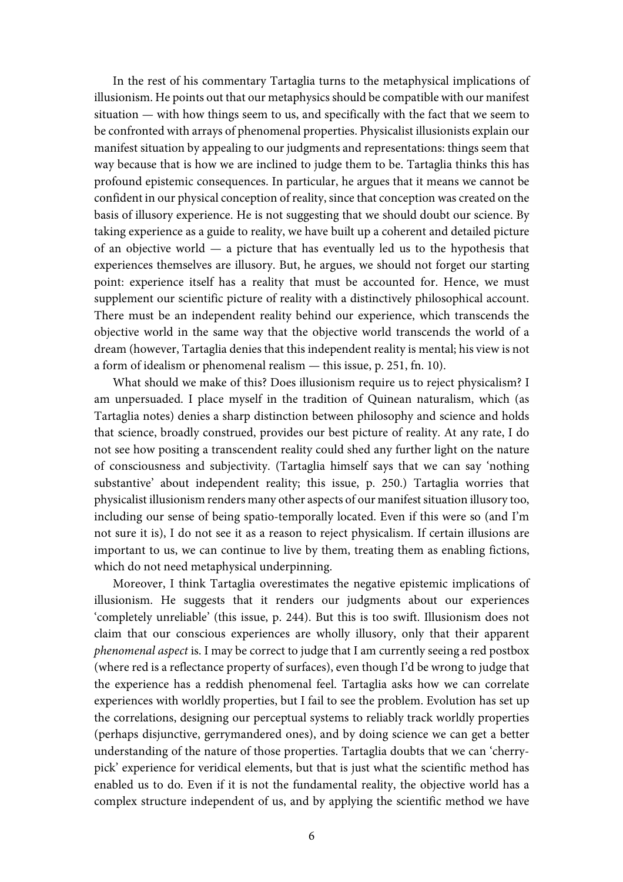In the rest of his commentary Tartaglia turns to the metaphysical implications of illusionism. He points out that our metaphysics should be compatible with our manifest situation — with how things seem to us, and specifically with the fact that we seem to be confronted with arrays of phenomenal properties. Physicalist illusionists explain our manifest situation by appealing to our judgments and representations: things seem that way because that is how we are inclined to judge them to be. Tartaglia thinks this has profound epistemic consequences. In particular, he argues that it means we cannot be confident in our physical conception of reality, since that conception was created on the basis of illusory experience. He is not suggesting that we should doubt our science. By taking experience as a guide to reality, we have built up a coherent and detailed picture of an objective world — a picture that has eventually led us to the hypothesis that experiences themselves are illusory. But, he argues, we should not forget our starting point: experience itself has a reality that must be accounted for. Hence, we must supplement our scientific picture of reality with a distinctively philosophical account. There must be an independent reality behind our experience, which transcends the objective world in the same way that the objective world transcends the world of a dream (however, Tartaglia denies that this independent reality is mental; his view is not a form of idealism or phenomenal realism — this issue, p. 251, fn. 10).

What should we make of this? Does illusionism require us to reject physicalism? I am unpersuaded. I place myself in the tradition of Quinean naturalism, which (as Tartaglia notes) denies a sharp distinction between philosophy and science and holds that science, broadly construed, provides our best picture of reality. At any rate, I do not see how positing a transcendent reality could shed any further light on the nature of consciousness and subjectivity. (Tartaglia himself says that we can say 'nothing substantive' about independent reality; this issue, p. 250.) Tartaglia worries that physicalist illusionism renders many other aspects of our manifest situation illusory too, including our sense of being spatio-temporally located. Even if this were so (and I'm not sure it is), I do not see it as a reason to reject physicalism. If certain illusions are important to us, we can continue to live by them, treating them as enabling fictions, which do not need metaphysical underpinning.

Moreover, I think Tartaglia overestimates the negative epistemic implications of illusionism. He suggests that it renders our judgments about our experiences 'completely unreliable' (this issue, p. 244). But this is too swift. Illusionism does not claim that our conscious experiences are wholly illusory, only that their apparent *phenomenal aspect* is. I may be correct to judge that I am currently seeing a red postbox (where red is a reflectance property of surfaces), even though I'd be wrong to judge that the experience has a reddish phenomenal feel. Tartaglia asks how we can correlate experiences with worldly properties, but I fail to see the problem. Evolution has set up the correlations, designing our perceptual systems to reliably track worldly properties (perhaps disjunctive, gerrymandered ones), and by doing science we can get a better understanding of the nature of those properties. Tartaglia doubts that we can 'cherry-pick' experience for veridical elements, but that is just what the scientific method has enabled us to do. Even if it is not the fundamental reality, the objective world has a complex structure independent of us, and by applying the scientific method we have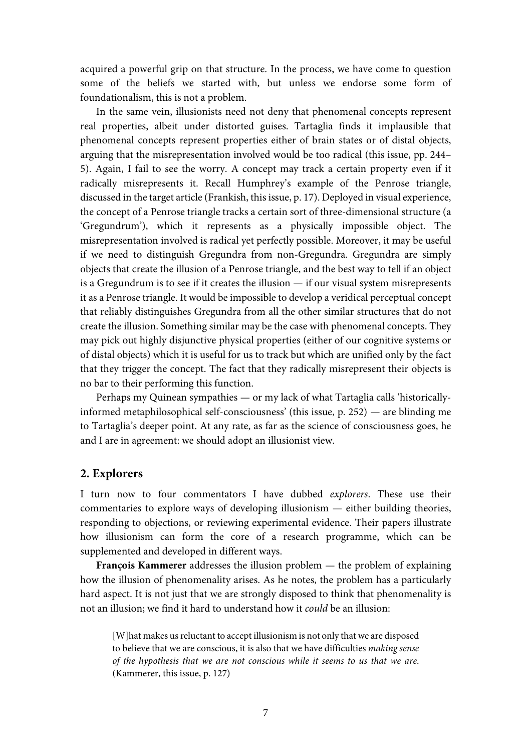acquired a powerful grip on that structure. In the process, we have come to question some of the beliefs we started with, but unless we endorse some form of foundationalism, this is not a problem.

In the same vein, illusionists need not deny that phenomenal concepts represent real properties, albeit under distorted guises. Tartaglia finds it implausible that phenomenal concepts represent properties either of brain states or of distal objects, arguing that the misrepresentation involved would be too radical (this issue, pp. 244–5). Again, I fail to see the worry. A concept may track a certain property even if it radically misrepresents it. Recall Humphrey's example of the Penrose triangle, discussed in the target article (Frankish, this issue, p. 17). Deployed in visual experience, the concept of a Penrose triangle tracks a certain sort of three-dimensional structure (a 'Gregundrum'), which it represents as a physically impossible object. The misrepresentation involved is radical yet perfectly possible. Moreover, it may be useful if we need to distinguish Gregundra from non-Gregundra. Gregundra are simply objects that create the illusion of a Penrose triangle, and the best way to tell if an object is a Gregundrum is to see if it creates the illusion — if our visual system misrepresents it as a Penrose triangle. It would be impossible to develop a veridical perceptual concept that reliably distinguishes Gregundra from all the other similar structures that do not create the illusion. Something similar may be the case with phenomenal concepts. They may pick out highly disjunctive physical properties (either of our cognitive systems or of distal objects) which it is useful for us to track but which are unified only by the fact that they trigger the concept. The fact that they radically misrepresent their objects is no bar to their performing this function.

Perhaps my Quinean sympathies — or my lack of what Tartaglia calls 'historically-informed metaphilosophical self-consciousness' (this issue, p. 252) — are blinding me to Tartaglia's deeper point. At any rate, as far as the science of consciousness goes, he and I are in agreement: we should adopt an illusionist view.

## 2. Explorers

I turn now to four commentators I have dubbed *explorers*. These use their commentaries to explore ways of developing illusionism — either building theories, responding to objections, or reviewing experimental evidence. Their papers illustrate how illusionism can form the core of a research programme, which can be supplemented and developed in different ways.

**François Kammerer** addresses the illusion problem — the problem of explaining how the illusion of phenomenality arises. As he notes, the problem has a particularly hard aspect. It is not just that we are strongly disposed to think that phenomenality is not an illusion; we find it hard to understand how it *could* be an illusion:

> [W]hat makes us reluctant to accept illusionism is not only that we are disposed to believe that we are conscious, it is also that we have difficulties *making sense of the hypothesis that we are not conscious while it seems to us that we are.* (Kammerer, this issue, p. 127)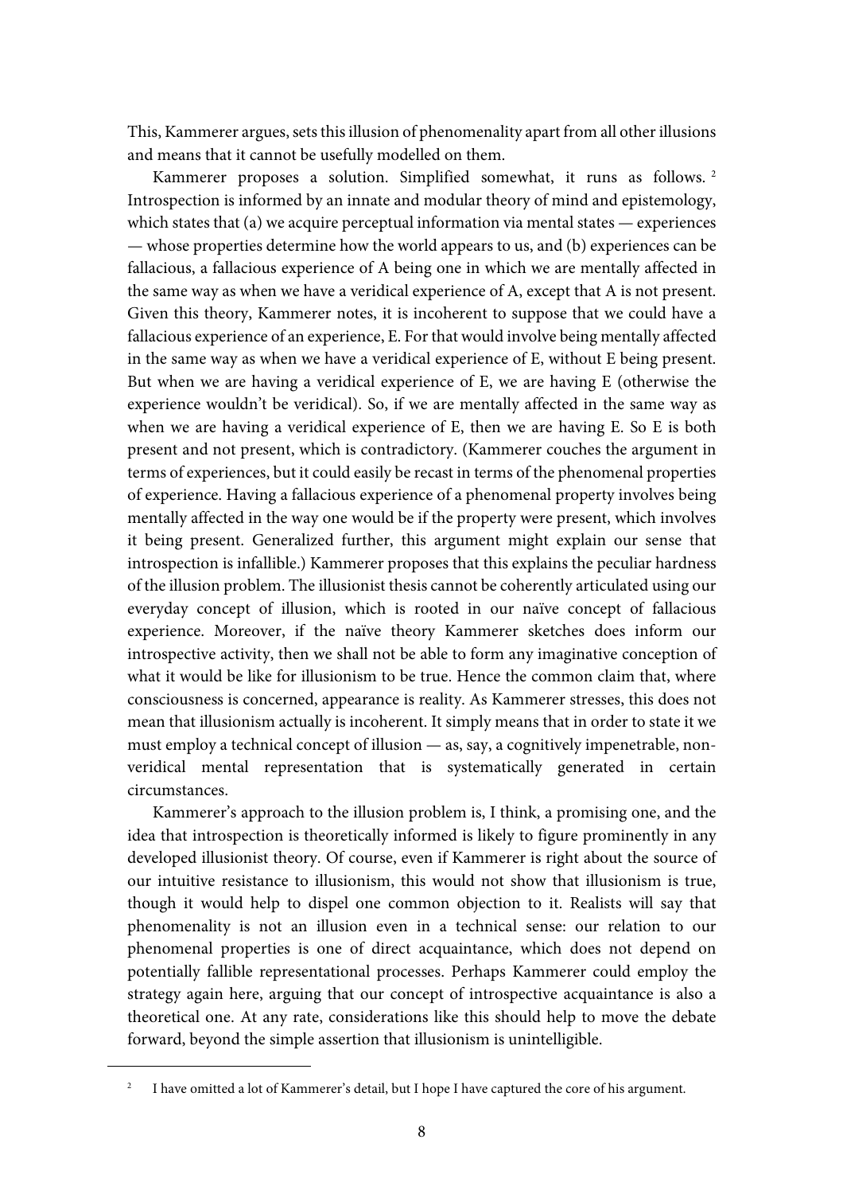This, Kammerer argues, sets this illusion of phenomenality apart from all other illusions and means that it cannot be usefully modelled on them.

Kammerer proposes a solution. Simplified somewhat, it runs as follows.[2] Introspection is informed by an innate and modular theory of mind and epistemology, which states that (a) we acquire perceptual information via mental states — experiences — whose properties determine how the world appears to us, and (b) experiences can be fallacious, a fallacious experience of A being one in which we are mentally affected in the same way as when we have a veridical experience of A, except that A is not present. Given this theory, Kammerer notes, it is incoherent to suppose that we could have a fallacious experience of an experience, E. For that would involve being mentally affected in the same way as when we have a veridical experience of E, without E being present. But when we are having a veridical experience of E, we are having E (otherwise the experience wouldn't be veridical). So, if we are mentally affected in the same way as when we are having a veridical experience of E, then we are having E. So E is both present and not present, which is contradictory. (Kammerer couches the argument in terms of experiences, but it could easily be recast in terms of the phenomenal properties of experience. Having a fallacious experience of a phenomenal property involves being mentally affected in the way one would be if the property were present, which involves it being present. Generalized further, this argument might explain our sense that introspection is infallible.) Kammerer proposes that this explains the peculiar hardness of the illusion problem. The illusionist thesis cannot be coherently articulated using our everyday concept of illusion, which is rooted in our naïve concept of fallacious experience. Moreover, if the naïve theory Kammerer sketches does inform our introspective activity, then we shall not be able to form any imaginative conception of what it would be like for illusionism to be true. Hence the common claim that, where consciousness is concerned, appearance is reality. As Kammerer stresses, this does not mean that illusionism actually is incoherent. It simply means that in order to state it we must employ a technical concept of illusion — as, say, a cognitively impenetrable, non-veridical mental representation that is systematically generated in certain circumstances.

Kammerer's approach to the illusion problem is, I think, a promising one, and the idea that introspection is theoretically informed is likely to figure prominently in any developed illusionist theory. Of course, even if Kammerer is right about the source of our intuitive resistance to illusionism, this would not show that illusionism is true, though it would help to dispel one common objection to it. Realists will say that phenomenality is not an illusion even in a technical sense: our relation to our phenomenal properties is one of direct acquaintance, which does not depend on potentially fallible representational processes. Perhaps Kammerer could employ the strategy again here, arguing that our concept of introspective acquaintance is also a theoretical one. At any rate, considerations like this should help to move the debate forward, beyond the simple assertion that illusionism is unintelligible.

[2] I have omitted a lot of Kammerer's detail, but I hope I have captured the core of his argument.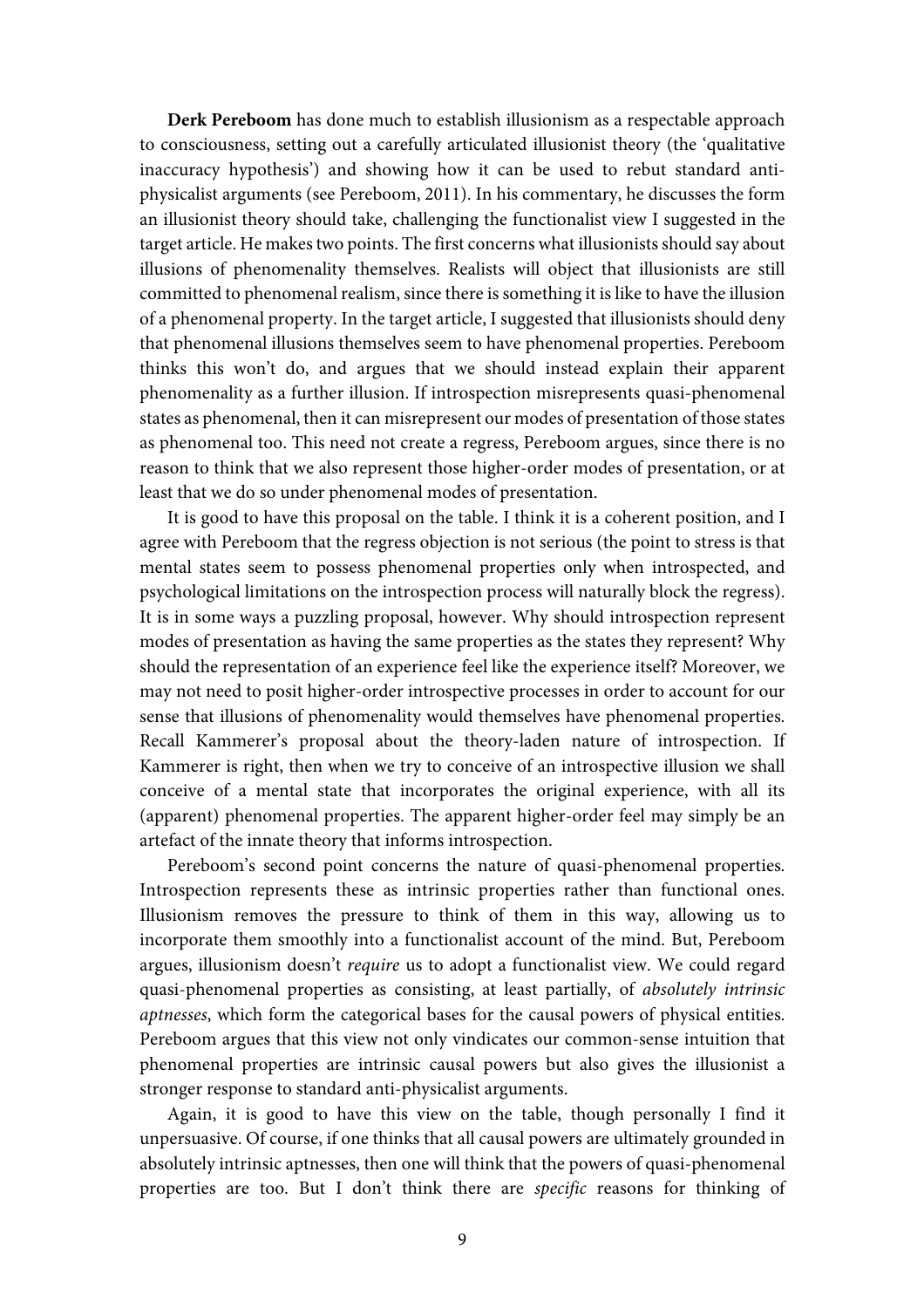**Derk Pereboom** has done much to establish illusionism as a respectable approach to consciousness, setting out a carefully articulated illusionist theory (the 'qualitative inaccuracy hypothesis') and showing how it can be used to rebut standard anti-physicalist arguments (see Pereboom, 2011). In his commentary, he discusses the form an illusionist theory should take, challenging the functionalist view I suggested in the target article. He makes two points. The first concerns what illusionists should say about illusions of phenomenality themselves. Realists will object that illusionists are still committed to phenomenal realism, since there is something it is like to have the illusion of a phenomenal property. In the target article, I suggested that illusionists should deny that phenomenal illusions themselves seem to have phenomenal properties. Pereboom thinks this won't do, and argues that we should instead explain their apparent phenomenality as a further illusion. If introspection misrepresents quasi-phenomenal states as phenomenal, then it can misrepresent our modes of presentation of those states as phenomenal too. This need not create a regress, Pereboom argues, since there is no reason to think that we also represent those higher-order modes of presentation, or at least that we do so under phenomenal modes of presentation.

It is good to have this proposal on the table. I think it is a coherent position, and I agree with Pereboom that the regress objection is not serious (the point to stress is that mental states seem to possess phenomenal properties only when introspected, and psychological limitations on the introspection process will naturally block the regress). It is in some ways a puzzling proposal, however. Why should introspection represent modes of presentation as having the same properties as the states they represent? Why should the representation of an experience feel like the experience itself? Moreover, we may not need to posit higher-order introspective processes in order to account for our sense that illusions of phenomenality would themselves have phenomenal properties. Recall Kammerer's proposal about the theory-laden nature of introspection. If Kammerer is right, then when we try to conceive of an introspective illusion we shall conceive of a mental state that incorporates the original experience, with all its (apparent) phenomenal properties. The apparent higher-order feel may simply be an artefact of the innate theory that informs introspection.

Pereboom's second point concerns the nature of quasi-phenomenal properties. Introspection represents these as intrinsic properties rather than functional ones. Illusionism removes the pressure to think of them in this way, allowing us to incorporate them smoothly into a functionalist account of the mind. But, Pereboom argues, illusionism doesn't *require* us to adopt a functionalist view. We could regard quasi-phenomenal properties as consisting, at least partially, of *absolutely intrinsic aptnesses*, which form the categorical bases for the causal powers of physical entities. Pereboom argues that this view not only vindicates our common-sense intuition that phenomenal properties are intrinsic causal powers but also gives the illusionist a stronger response to standard anti-physicalist arguments.

Again, it is good to have this view on the table, though personally I find it unpersuasive. Of course, if one thinks that all causal powers are ultimately grounded in absolutely intrinsic aptnesses, then one will think that the powers of quasi-phenomenal properties are too. But I don't think there are *specific* reasons for thinking of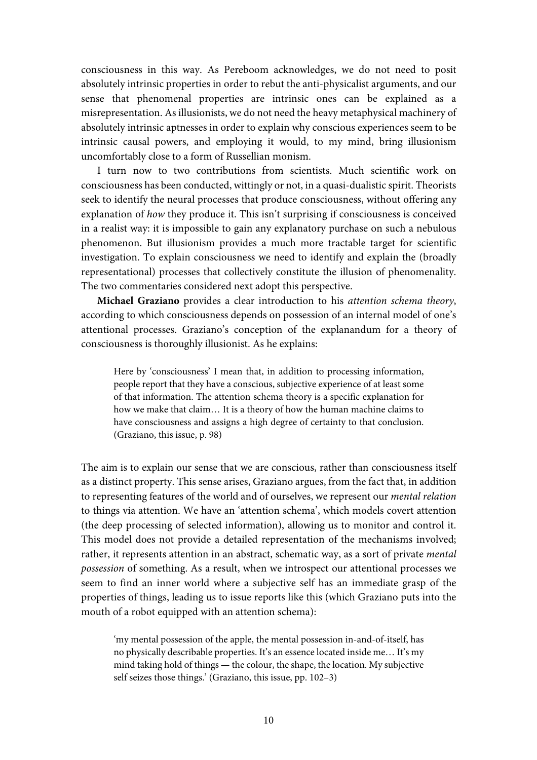consciousness in this way. As Pereboom acknowledges, we do not need to posit absolutely intrinsic properties in order to rebut the anti-physicalist arguments, and our sense that phenomenal properties are intrinsic ones can be explained as a misrepresentation. As illusionists, we do not need the heavy metaphysical machinery of absolutely intrinsic aptnesses in order to explain why conscious experiences seem to be intrinsic causal powers, and employing it would, to my mind, bring illusionism uncomfortably close to a form of Russellian monism.

I turn now to two contributions from scientists. Much scientific work on consciousness has been conducted, wittingly or not, in a quasi-dualistic spirit. Theorists seek to identify the neural processes that produce consciousness, without offering any explanation of *how* they produce it. This isn't surprising if consciousness is conceived in a realist way: it is impossible to gain any explanatory purchase on such a nebulous phenomenon. But illusionism provides a much more tractable target for scientific investigation. To explain consciousness we need to identify and explain the (broadly representational) processes that collectively constitute the illusion of phenomenality. The two commentaries considered next adopt this perspective.

**Michael Graziano** provides a clear introduction to his *attention schema theory*, according to which consciousness depends on possession of an internal model of one's attentional processes. Graziano's conception of the explanandum for a theory of consciousness is thoroughly illusionist. As he explains:

> Here by 'consciousness' I mean that, in addition to processing information, people report that they have a conscious, subjective experience of at least some of that information. The attention schema theory is a specific explanation for how we make that claim… It is a theory of how the human machine claims to have consciousness and assigns a high degree of certainty to that conclusion. (Graziano, this issue, p. 98)

The aim is to explain our sense that we are conscious, rather than consciousness itself as a distinct property. This sense arises, Graziano argues, from the fact that, in addition to representing features of the world and of ourselves, we represent our *mental relation* to things via attention. We have an 'attention schema', which models covert attention (the deep processing of selected information), allowing us to monitor and control it. This model does not provide a detailed representation of the mechanisms involved; rather, it represents attention in an abstract, schematic way, as a sort of private *mental possession* of something. As a result, when we introspect our attentional processes we seem to find an inner world where a subjective self has an immediate grasp of the properties of things, leading us to issue reports like this (which Graziano puts into the mouth of a robot equipped with an attention schema):

> 'my mental possession of the apple, the mental possession in-and-of-itself, has no physically describable properties. It's an essence located inside me… It's my mind taking hold of things — the colour, the shape, the location. My subjective self seizes those things.' (Graziano, this issue, pp. 102–3)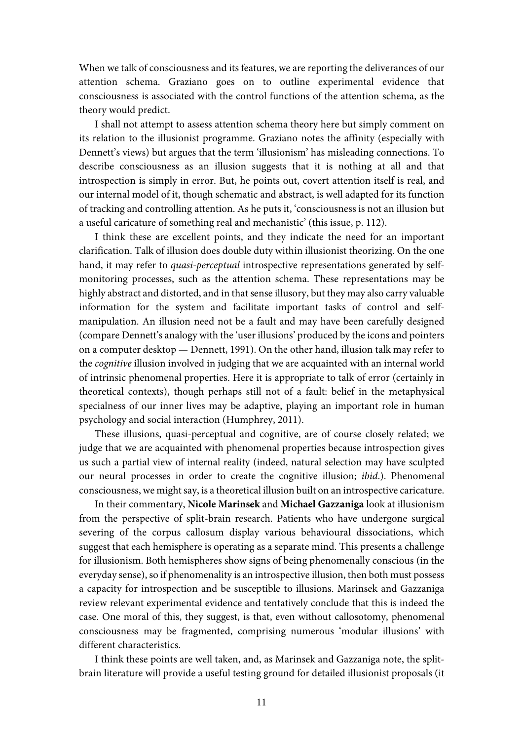When we talk of consciousness and its features, we are reporting the deliverances of our attention schema. Graziano goes on to outline experimental evidence that consciousness is associated with the control functions of the attention schema, as the theory would predict.

I shall not attempt to assess attention schema theory here but simply comment on its relation to the illusionist programme. Graziano notes the affinity (especially with Dennett's views) but argues that the term 'illusionism' has misleading connections. To describe consciousness as an illusion suggests that it is nothing at all and that introspection is simply in error. But, he points out, covert attention itself is real, and our internal model of it, though schematic and abstract, is well adapted for its function of tracking and controlling attention. As he puts it, 'consciousness is not an illusion but a useful caricature of something real and mechanistic' (this issue, p. 112).

I think these are excellent points, and they indicate the need for an important clarification. Talk of illusion does double duty within illusionist theorizing. On the one hand, it may refer to *quasi-perceptual* introspective representations generated by self-monitoring processes, such as the attention schema. These representations may be highly abstract and distorted, and in that sense illusory, but they may also carry valuable information for the system and facilitate important tasks of control and self-manipulation. An illusion need not be a fault and may have been carefully designed (compare Dennett's analogy with the 'user illusions' produced by the icons and pointers on a computer desktop — Dennett, 1991). On the other hand, illusion talk may refer to the *cognitive* illusion involved in judging that we are acquainted with an internal world of intrinsic phenomenal properties. Here it is appropriate to talk of error (certainly in theoretical contexts), though perhaps still not of a fault: belief in the metaphysical specialness of our inner lives may be adaptive, playing an important role in human psychology and social interaction (Humphrey, 2011).

These illusions, quasi-perceptual and cognitive, are of course closely related; we judge that we are acquainted with phenomenal properties because introspection gives us such a partial view of internal reality (indeed, natural selection may have sculpted our neural processes in order to create the cognitive illusion; *ibid*.). Phenomenal consciousness, we might say, is a theoretical illusion built on an introspective caricature.

In their commentary, **Nicole Marinsek** and **Michael Gazzaniga** look at illusionism from the perspective of split-brain research. Patients who have undergone surgical severing of the corpus callosum display various behavioural dissociations, which suggest that each hemisphere is operating as a separate mind. This presents a challenge for illusionism. Both hemispheres show signs of being phenomenally conscious (in the everyday sense), so if phenomenality is an introspective illusion, then both must possess a capacity for introspection and be susceptible to illusions. Marinsek and Gazzaniga review relevant experimental evidence and tentatively conclude that this is indeed the case. One moral of this, they suggest, is that, even without callosotomy, phenomenal consciousness may be fragmented, comprising numerous 'modular illusions' with different characteristics.

I think these points are well taken, and, as Marinsek and Gazzaniga note, the split-brain literature will provide a useful testing ground for detailed illusionist proposals (it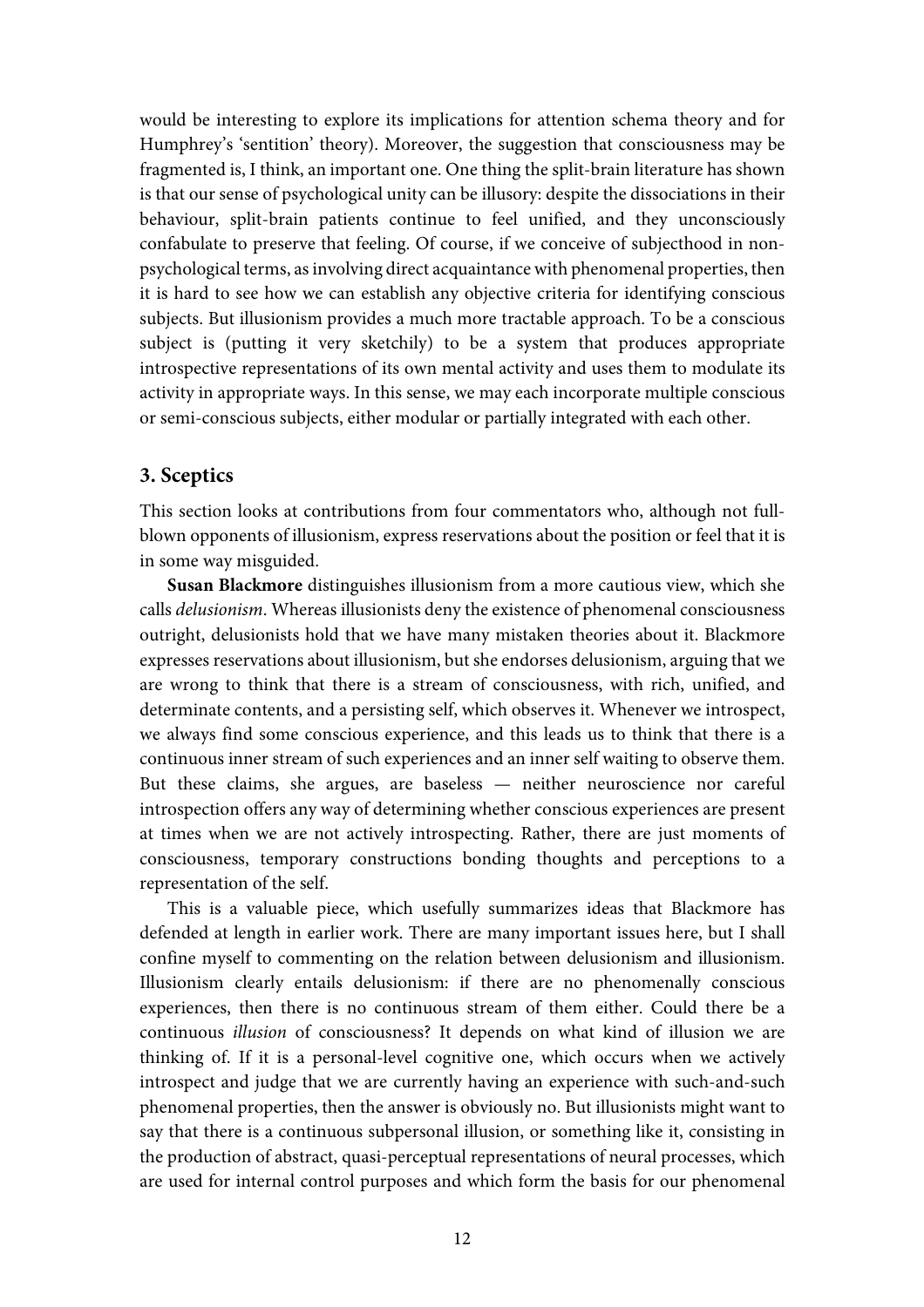would be interesting to explore its implications for attention schema theory and for Humphrey's 'sentition' theory). Moreover, the suggestion that consciousness may be fragmented is, I think, an important one. One thing the split-brain literature has shown is that our sense of psychological unity can be illusory: despite the dissociations in their behaviour, split-brain patients continue to feel unified, and they unconsciously confabulate to preserve that feeling. Of course, if we conceive of subjecthood in non-psychological terms, as involving direct acquaintance with phenomenal properties, then it is hard to see how we can establish any objective criteria for identifying conscious subjects. But illusionism provides a much more tractable approach. To be a conscious subject is (putting it very sketchily) to be a system that produces appropriate introspective representations of its own mental activity and uses them to modulate its activity in appropriate ways. In this sense, we may each incorporate multiple conscious or semi-conscious subjects, either modular or partially integrated with each other.

## 3. Sceptics

This section looks at contributions from four commentators who, although not full-blown opponents of illusionism, express reservations about the position or feel that it is in some way misguided.

**Susan Blackmore** distinguishes illusionism from a more cautious view, which she calls *delusionism*. Whereas illusionists deny the existence of phenomenal consciousness outright, delusionists hold that we have many mistaken theories about it. Blackmore expresses reservations about illusionism, but she endorses delusionism, arguing that we are wrong to think that there is a stream of consciousness, with rich, unified, and determinate contents, and a persisting self, which observes it. Whenever we introspect, we always find some conscious experience, and this leads us to think that there is a continuous inner stream of such experiences and an inner self waiting to observe them. But these claims, she argues, are baseless — neither neuroscience nor careful introspection offers any way of determining whether conscious experiences are present at times when we are not actively introspecting. Rather, there are just moments of consciousness, temporary constructions bonding thoughts and perceptions to a representation of the self.

This is a valuable piece, which usefully summarizes ideas that Blackmore has defended at length in earlier work. There are many important issues here, but I shall confine myself to commenting on the relation between delusionism and illusionism. Illusionism clearly entails delusionism: if there are no phenomenally conscious experiences, then there is no continuous stream of them either. Could there be a continuous *illusion* of consciousness? It depends on what kind of illusion we are thinking of. If it is a personal-level cognitive one, which occurs when we actively introspect and judge that we are currently having an experience with such-and-such phenomenal properties, then the answer is obviously no. But illusionists might want to say that there is a continuous subpersonal illusion, or something like it, consisting in the production of abstract, quasi-perceptual representations of neural processes, which are used for internal control purposes and which form the basis for our phenomenal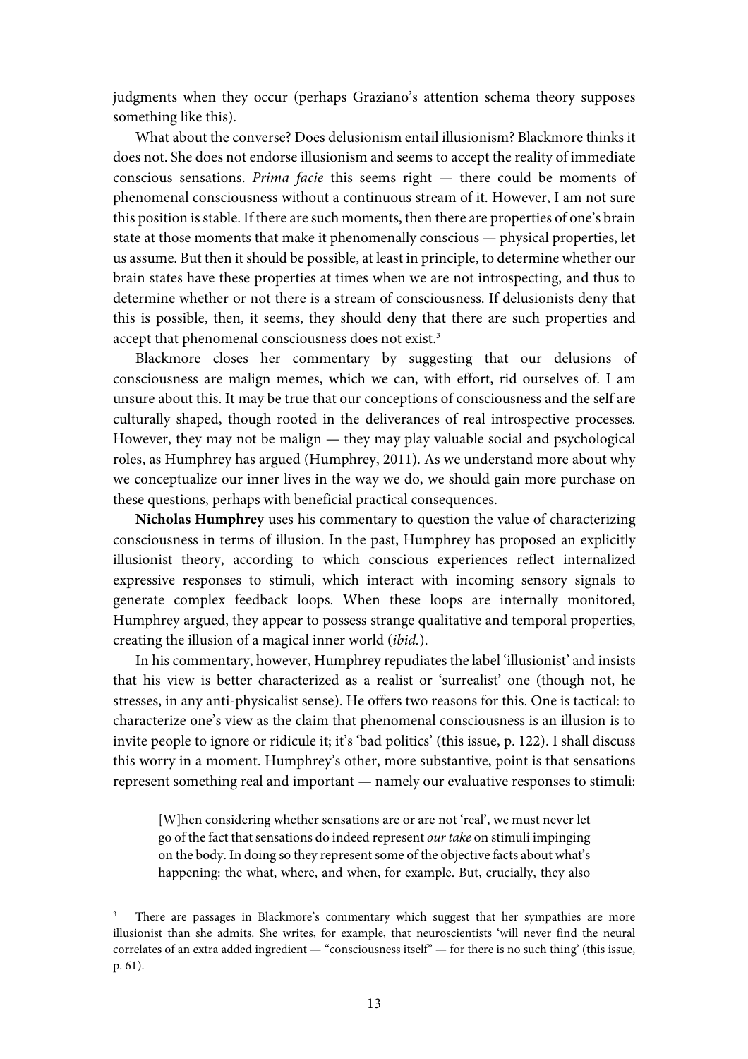judgments when they occur (perhaps Graziano's attention schema theory supposes something like this).

What about the converse? Does delusionism entail illusionism? Blackmore thinks it does not. She does not endorse illusionism and seems to accept the reality of immediate conscious sensations. *Prima facie* this seems right — there could be moments of phenomenal consciousness without a continuous stream of it. However, I am not sure this position is stable. If there are such moments, then there are properties of one's brain state at those moments that make it phenomenally conscious — physical properties, let us assume. But then it should be possible, at least in principle, to determine whether our brain states have these properties at times when we are not introspecting, and thus to determine whether or not there is a stream of consciousness. If delusionists deny that this is possible, then, it seems, they should deny that there are such properties and accept that phenomenal consciousness does not exist.[3]

Blackmore closes her commentary by suggesting that our delusions of consciousness are malign memes, which we can, with effort, rid ourselves of. I am unsure about this. It may be true that our conceptions of consciousness and the self are culturally shaped, though rooted in the deliverances of real introspective processes. However, they may not be malign — they may play valuable social and psychological roles, as Humphrey has argued (Humphrey, 2011). As we understand more about why we conceptualize our inner lives in the way we do, we should gain more purchase on these questions, perhaps with beneficial practical consequences.

**Nicholas Humphrey** uses his commentary to question the value of characterizing consciousness in terms of illusion. In the past, Humphrey has proposed an explicitly illusionist theory, according to which conscious experiences reflect internalized expressive responses to stimuli, which interact with incoming sensory signals to generate complex feedback loops. When these loops are internally monitored, Humphrey argued, they appear to possess strange qualitative and temporal properties, creating the illusion of a magical inner world (*ibid.*).

In his commentary, however, Humphrey repudiates the label 'illusionist' and insists that his view is better characterized as a realist or 'surrealist' one (though not, he stresses, in any anti-physicalist sense). He offers two reasons for this. One is tactical: to characterize one's view as the claim that phenomenal consciousness is an illusion is to invite people to ignore or ridicule it; it's 'bad politics' (this issue, p. 122). I shall discuss this worry in a moment. Humphrey's other, more substantive, point is that sensations represent something real and important — namely our evaluative responses to stimuli:

> [W]hen considering whether sensations are or are not 'real', we must never let go of the fact that sensations do indeed represent *our take* on stimuli impinging on the body. In doing so they represent some of the objective facts about what's happening: the what, where, and when, for example. But, crucially, they also

---

[3] There are passages in Blackmore's commentary which suggest that her sympathies are more illusionist than she admits. She writes, for example, that neuroscientists 'will never find the neural correlates of an extra added ingredient — "consciousness itself" — for there is no such thing' (this issue, p. 61).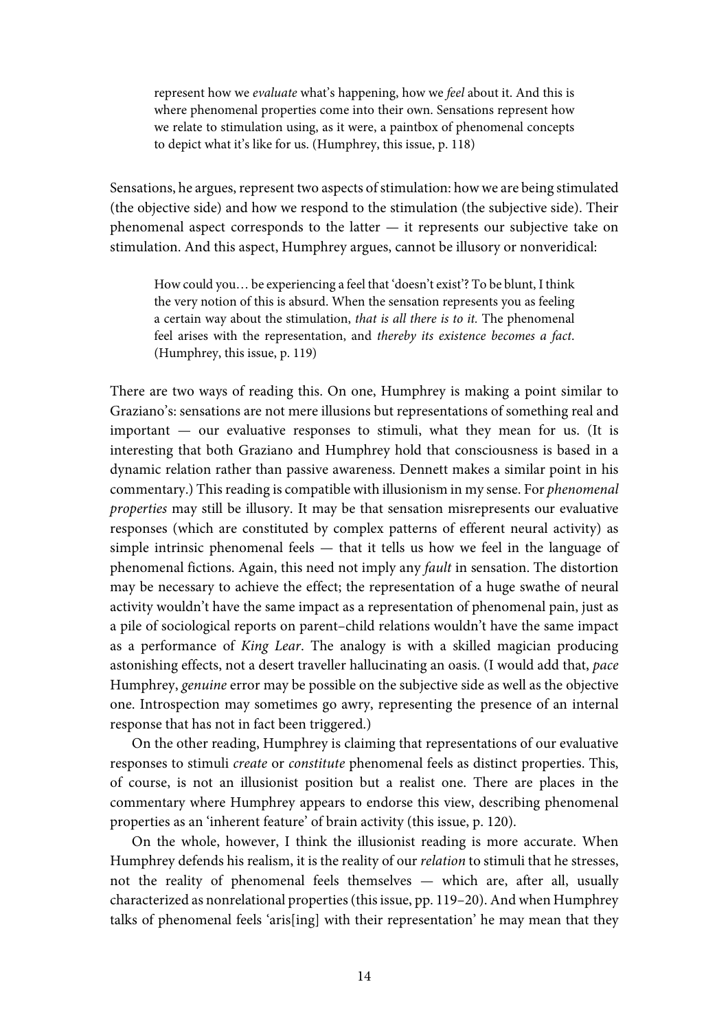> represent how we *evaluate* what's happening, how we *feel* about it. And this is where phenomenal properties come into their own. Sensations represent how we relate to stimulation using, as it were, a paintbox of phenomenal concepts to depict what it's like for us. (Humphrey, this issue, p. 118)

Sensations, he argues, represent two aspects of stimulation: how we are being stimulated (the objective side) and how we respond to the stimulation (the subjective side). Their phenomenal aspect corresponds to the latter — it represents our subjective take on stimulation. And this aspect, Humphrey argues, cannot be illusory or nonveridical:

> How could you… be experiencing a feel that 'doesn't exist'? To be blunt, I think the very notion of this is absurd. When the sensation represents you as feeling a certain way about the stimulation, *that is all there is to it.* The phenomenal feel arises with the representation, and *thereby its existence becomes a fact*. (Humphrey, this issue, p. 119)

There are two ways of reading this. On one, Humphrey is making a point similar to Graziano's: sensations are not mere illusions but representations of something real and important — our evaluative responses to stimuli, what they mean for us. (It is interesting that both Graziano and Humphrey hold that consciousness is based in a dynamic relation rather than passive awareness. Dennett makes a similar point in his commentary.) This reading is compatible with illusionism in my sense. For *phenomenal properties* may still be illusory. It may be that sensation misrepresents our evaluative responses (which are constituted by complex patterns of efferent neural activity) as simple intrinsic phenomenal feels — that it tells us how we feel in the language of phenomenal fictions. Again, this need not imply any *fault* in sensation. The distortion may be necessary to achieve the effect; the representation of a huge swathe of neural activity wouldn't have the same impact as a representation of phenomenal pain, just as a pile of sociological reports on parent–child relations wouldn't have the same impact as a performance of *King Lear*. The analogy is with a skilled magician producing astonishing effects, not a desert traveller hallucinating an oasis. (I would add that, *pace* Humphrey, *genuine* error may be possible on the subjective side as well as the objective one. Introspection may sometimes go awry, representing the presence of an internal response that has not in fact been triggered.)

On the other reading, Humphrey is claiming that representations of our evaluative responses to stimuli *create* or *constitute* phenomenal feels as distinct properties. This, of course, is not an illusionist position but a realist one. There are places in the commentary where Humphrey appears to endorse this view, describing phenomenal properties as an 'inherent feature' of brain activity (this issue, p. 120).

On the whole, however, I think the illusionist reading is more accurate. When Humphrey defends his realism, it is the reality of our *relation* to stimuli that he stresses, not the reality of phenomenal feels themselves — which are, after all, usually characterized as nonrelational properties (this issue, pp. 119–20). And when Humphrey talks of phenomenal feels 'aris[ing] with their representation' he may mean that they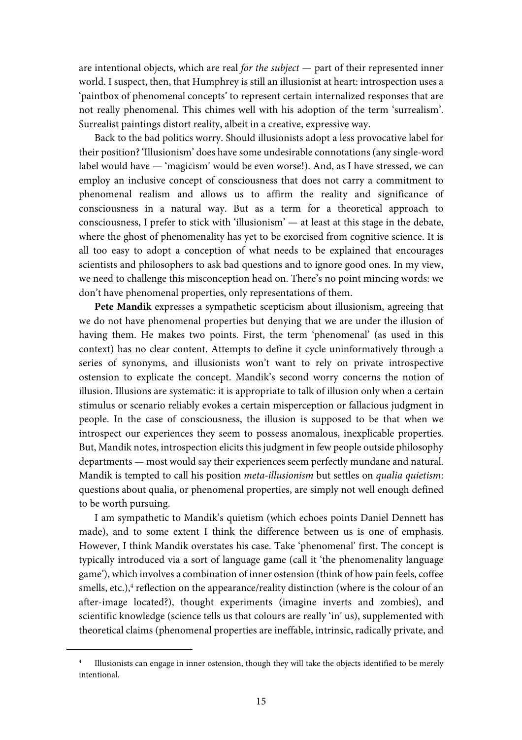are intentional objects, which are real *for the subject* — part of their represented inner world. I suspect, then, that Humphrey is still an illusionist at heart: introspection uses a 'paintbox of phenomenal concepts' to represent certain internalized responses that are not really phenomenal. This chimes well with his adoption of the term 'surrealism'. Surrealist paintings distort reality, albeit in a creative, expressive way.

Back to the bad politics worry. Should illusionists adopt a less provocative label for their position? 'Illusionism' does have some undesirable connotations (any single-word label would have — 'magicism' would be even worse!). And, as I have stressed, we can employ an inclusive concept of consciousness that does not carry a commitment to phenomenal realism and allows us to affirm the reality and significance of consciousness in a natural way. But as a term for a theoretical approach to consciousness, I prefer to stick with 'illusionism' — at least at this stage in the debate, where the ghost of phenomenality has yet to be exorcised from cognitive science. It is all too easy to adopt a conception of what needs to be explained that encourages scientists and philosophers to ask bad questions and to ignore good ones. In my view, we need to challenge this misconception head on. There's no point mincing words: we don't have phenomenal properties, only representations of them.

**Pete Mandik** expresses a sympathetic scepticism about illusionism, agreeing that we do not have phenomenal properties but denying that we are under the illusion of having them. He makes two points. First, the term 'phenomenal' (as used in this context) has no clear content. Attempts to define it cycle uninformatively through a series of synonyms, and illusionists won't want to rely on private introspective ostension to explicate the concept. Mandik's second worry concerns the notion of illusion. Illusions are systematic: it is appropriate to talk of illusion only when a certain stimulus or scenario reliably evokes a certain misperception or fallacious judgment in people. In the case of consciousness, the illusion is supposed to be that when we introspect our experiences they seem to possess anomalous, inexplicable properties. But, Mandik notes, introspection elicits this judgment in few people outside philosophy departments — most would say their experiences seem perfectly mundane and natural. Mandik is tempted to call his position *meta-illusionism* but settles on *qualia quietism*: questions about qualia, or phenomenal properties, are simply not well enough defined to be worth pursuing.

I am sympathetic to Mandik's quietism (which echoes points Daniel Dennett has made), and to some extent I think the difference between us is one of emphasis. However, I think Mandik overstates his case. Take 'phenomenal' first. The concept is typically introduced via a sort of language game (call it 'the phenomenality language game'), which involves a combination of inner ostension (think of how pain feels, coffee smells, etc.),[4] reflection on the appearance/reality distinction (where is the colour of an after-image located?), thought experiments (imagine inverts and zombies), and scientific knowledge (science tells us that colours are really 'in' us), supplemented with theoretical claims (phenomenal properties are ineffable, intrinsic, radically private, and

---

[4] Illusionists can engage in inner ostension, though they will take the objects identified to be merely intentional.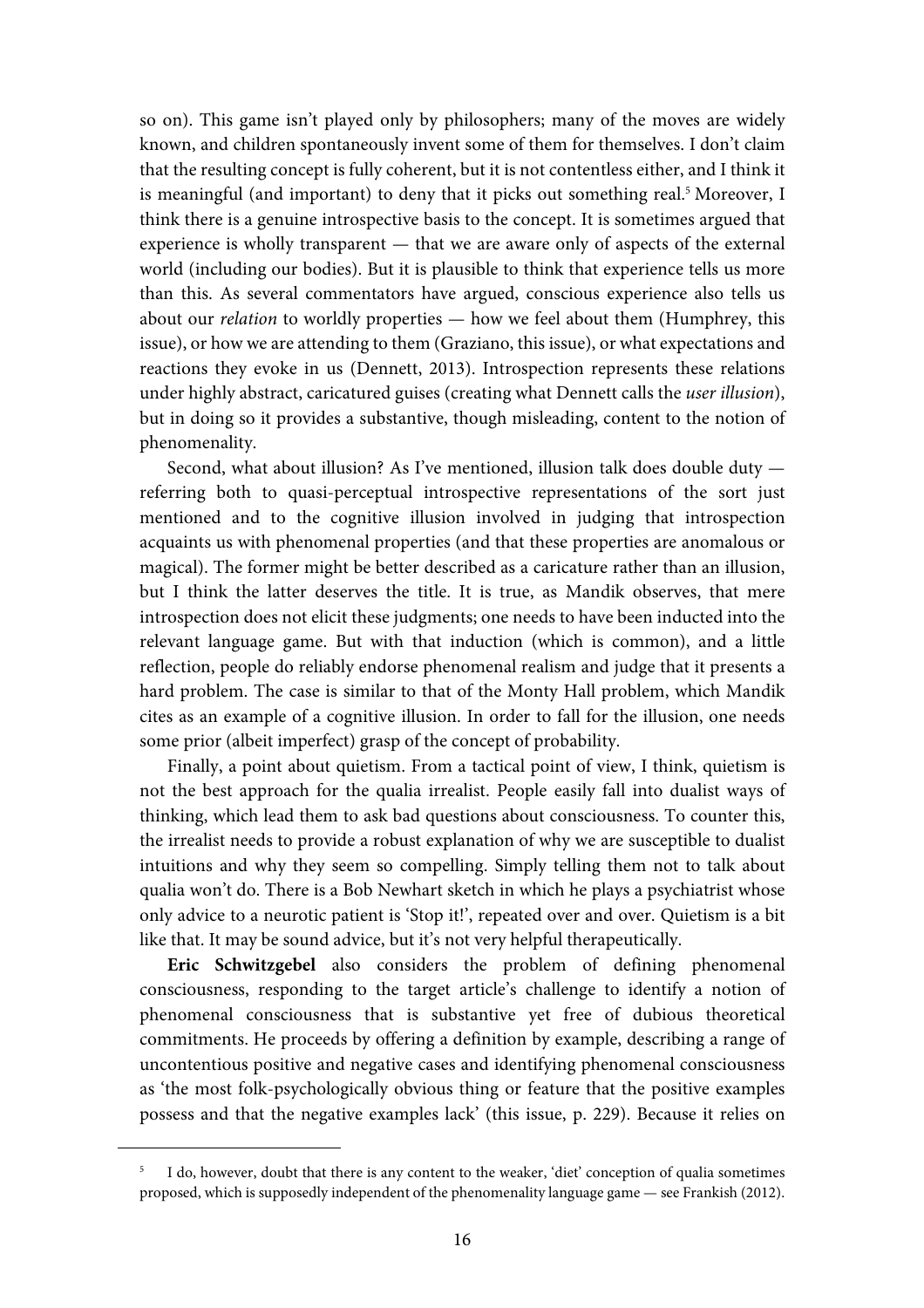so on). This game isn't played only by philosophers; many of the moves are widely known, and children spontaneously invent some of them for themselves. I don't claim that the resulting concept is fully coherent, but it is not contentless either, and I think it is meaningful (and important) to deny that it picks out something real.[5] Moreover, I think there is a genuine introspective basis to the concept. It is sometimes argued that experience is wholly transparent — that we are aware only of aspects of the external world (including our bodies). But it is plausible to think that experience tells us more than this. As several commentators have argued, conscious experience also tells us about our *relation* to worldly properties — how we feel about them (Humphrey, this issue), or how we are attending to them (Graziano, this issue), or what expectations and reactions they evoke in us (Dennett, 2013). Introspection represents these relations under highly abstract, caricatured guises (creating what Dennett calls the *user illusion*), but in doing so it provides a substantive, though misleading, content to the notion of phenomenality.

Second, what about illusion? As I've mentioned, illusion talk does double duty — referring both to quasi-perceptual introspective representations of the sort just mentioned and to the cognitive illusion involved in judging that introspection acquaints us with phenomenal properties (and that these properties are anomalous or magical). The former might be better described as a caricature rather than an illusion, but I think the latter deserves the title. It is true, as Mandik observes, that mere introspection does not elicit these judgments; one needs to have been inducted into the relevant language game. But with that induction (which is common), and a little reflection, people do reliably endorse phenomenal realism and judge that it presents a hard problem. The case is similar to that of the Monty Hall problem, which Mandik cites as an example of a cognitive illusion. In order to fall for the illusion, one needs some prior (albeit imperfect) grasp of the concept of probability.

Finally, a point about quietism. From a tactical point of view, I think, quietism is not the best approach for the qualia irrealist. People easily fall into dualist ways of thinking, which lead them to ask bad questions about consciousness. To counter this, the irrealist needs to provide a robust explanation of why we are susceptible to dualist intuitions and why they seem so compelling. Simply telling them not to talk about qualia won't do. There is a Bob Newhart sketch in which he plays a psychiatrist whose only advice to a neurotic patient is 'Stop it!', repeated over and over. Quietism is a bit like that. It may be sound advice, but it's not very helpful therapeutically.

**Eric Schwitzgebel** also considers the problem of defining phenomenal consciousness, responding to the target article's challenge to identify a notion of phenomenal consciousness that is substantive yet free of dubious theoretical commitments. He proceeds by offering a definition by example, describing a range of uncontentious positive and negative cases and identifying phenomenal consciousness as 'the most folk-psychologically obvious thing or feature that the positive examples possess and that the negative examples lack' (this issue, p. 229). Because it relies on

---

[5] I do, however, doubt that there is any content to the weaker, 'diet' conception of qualia sometimes proposed, which is supposedly independent of the phenomenality language game — see Frankish (2012).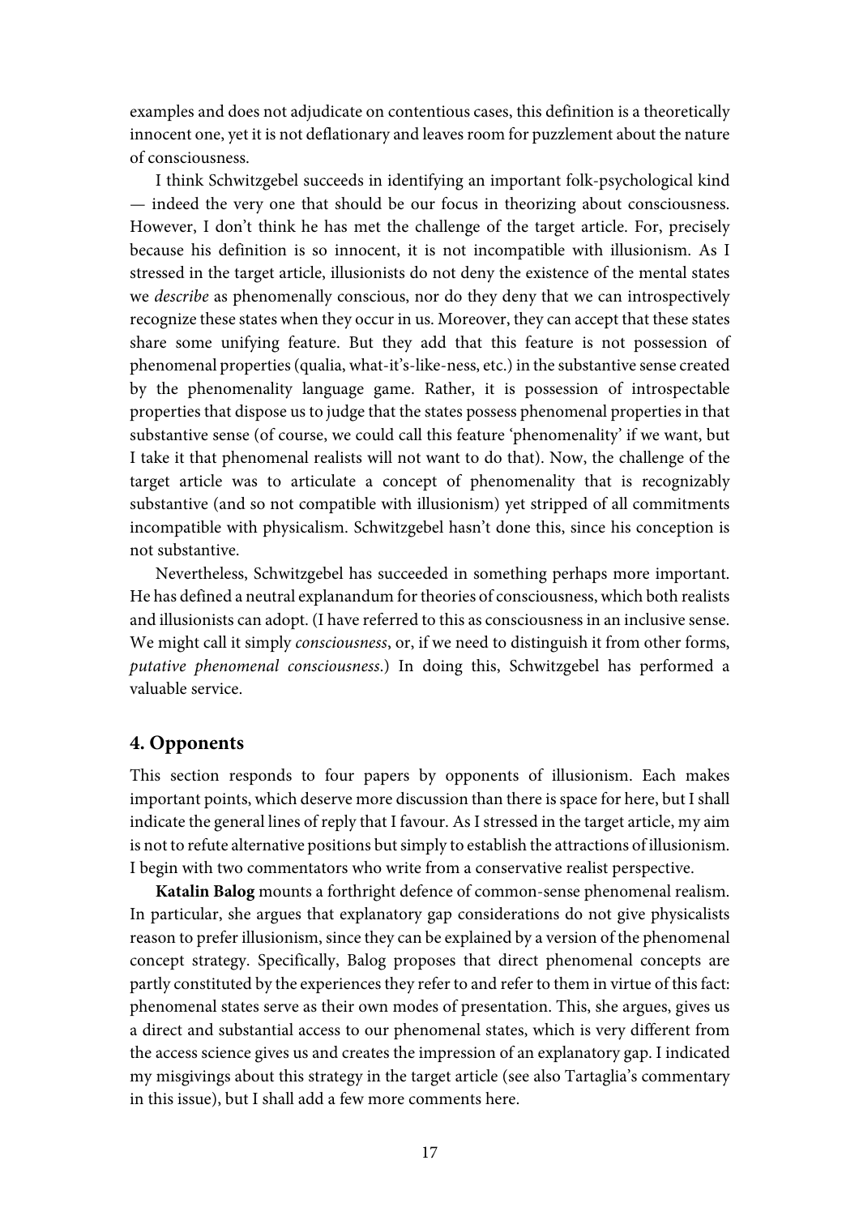examples and does not adjudicate on contentious cases, this definition is a theoretically innocent one, yet it is not deflationary and leaves room for puzzlement about the nature of consciousness.

I think Schwitzgebel succeeds in identifying an important folk-psychological kind — indeed the very one that should be our focus in theorizing about consciousness. However, I don't think he has met the challenge of the target article. For, precisely because his definition is so innocent, it is not incompatible with illusionism. As I stressed in the target article, illusionists do not deny the existence of the mental states we *describe* as phenomenally conscious, nor do they deny that we can introspectively recognize these states when they occur in us. Moreover, they can accept that these states share some unifying feature. But they add that this feature is not possession of phenomenal properties (qualia, what-it's-like-ness, etc.) in the substantive sense created by the phenomenality language game. Rather, it is possession of introspectable properties that dispose us to judge that the states possess phenomenal properties in that substantive sense (of course, we could call this feature 'phenomenality' if we want, but I take it that phenomenal realists will not want to do that). Now, the challenge of the target article was to articulate a concept of phenomenality that is recognizably substantive (and so not compatible with illusionism) yet stripped of all commitments incompatible with physicalism. Schwitzgebel hasn't done this, since his conception is not substantive.

Nevertheless, Schwitzgebel has succeeded in something perhaps more important. He has defined a neutral explanandum for theories of consciousness, which both realists and illusionists can adopt. (I have referred to this as consciousness in an inclusive sense. We might call it simply *consciousness*, or, if we need to distinguish it from other forms, *putative phenomenal consciousness*.) In doing this, Schwitzgebel has performed a valuable service.

## 4. Opponents

This section responds to four papers by opponents of illusionism. Each makes important points, which deserve more discussion than there is space for here, but I shall indicate the general lines of reply that I favour. As I stressed in the target article, my aim is not to refute alternative positions but simply to establish the attractions of illusionism. I begin with two commentators who write from a conservative realist perspective.

**Katalin Balog** mounts a forthright defence of common-sense phenomenal realism. In particular, she argues that explanatory gap considerations do not give physicalists reason to prefer illusionism, since they can be explained by a version of the phenomenal concept strategy. Specifically, Balog proposes that direct phenomenal concepts are partly constituted by the experiences they refer to and refer to them in virtue of this fact: phenomenal states serve as their own modes of presentation. This, she argues, gives us a direct and substantial access to our phenomenal states, which is very different from the access science gives us and creates the impression of an explanatory gap. I indicated my misgivings about this strategy in the target article (see also Tartaglia's commentary in this issue), but I shall add a few more comments here.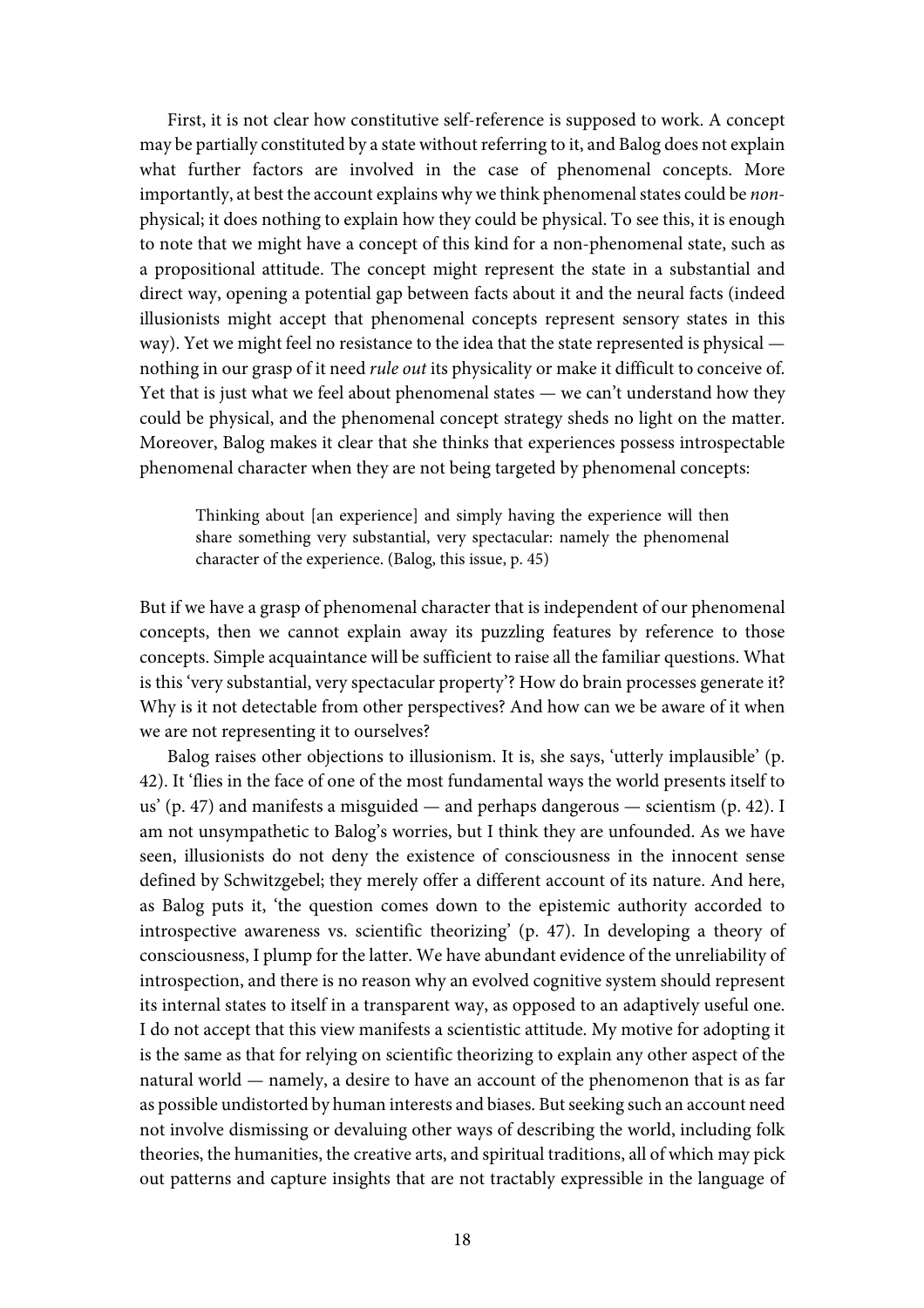First, it is not clear how constitutive self-reference is supposed to work. A concept may be partially constituted by a state without referring to it, and Balog does not explain what further factors are involved in the case of phenomenal concepts. More importantly, at best the account explains why we think phenomenal states could be *non*-physical; it does nothing to explain how they could be physical. To see this, it is enough to note that we might have a concept of this kind for a non-phenomenal state, such as a propositional attitude. The concept might represent the state in a substantial and direct way, opening a potential gap between facts about it and the neural facts (indeed illusionists might accept that phenomenal concepts represent sensory states in this way). Yet we might feel no resistance to the idea that the state represented is physical — nothing in our grasp of it need *rule out* its physicality or make it difficult to conceive of. Yet that is just what we feel about phenomenal states — we can't understand how they could be physical, and the phenomenal concept strategy sheds no light on the matter. Moreover, Balog makes it clear that she thinks that experiences possess introspectable phenomenal character when they are not being targeted by phenomenal concepts:

> Thinking about [an experience] and simply having the experience will then share something very substantial, very spectacular: namely the phenomenal character of the experience. (Balog, this issue, p. 45)

But if we have a grasp of phenomenal character that is independent of our phenomenal concepts, then we cannot explain away its puzzling features by reference to those concepts. Simple acquaintance will be sufficient to raise all the familiar questions. What is this 'very substantial, very spectacular property'? How do brain processes generate it? Why is it not detectable from other perspectives? And how can we be aware of it when we are not representing it to ourselves?

Balog raises other objections to illusionism. It is, she says, 'utterly implausible' (p. 42). It 'flies in the face of one of the most fundamental ways the world presents itself to us' (p. 47) and manifests a misguided — and perhaps dangerous — scientism (p. 42). I am not unsympathetic to Balog's worries, but I think they are unfounded. As we have seen, illusionists do not deny the existence of consciousness in the innocent sense defined by Schwitzgebel; they merely offer a different account of its nature. And here, as Balog puts it, 'the question comes down to the epistemic authority accorded to introspective awareness vs. scientific theorizing' (p. 47). In developing a theory of consciousness, I plump for the latter. We have abundant evidence of the unreliability of introspection, and there is no reason why an evolved cognitive system should represent its internal states to itself in a transparent way, as opposed to an adaptively useful one. I do not accept that this view manifests a scientistic attitude. My motive for adopting it is the same as that for relying on scientific theorizing to explain any other aspect of the natural world — namely, a desire to have an account of the phenomenon that is as far as possible undistorted by human interests and biases. But seeking such an account need not involve dismissing or devaluing other ways of describing the world, including folk theories, the humanities, the creative arts, and spiritual traditions, all of which may pick out patterns and capture insights that are not tractably expressible in the language of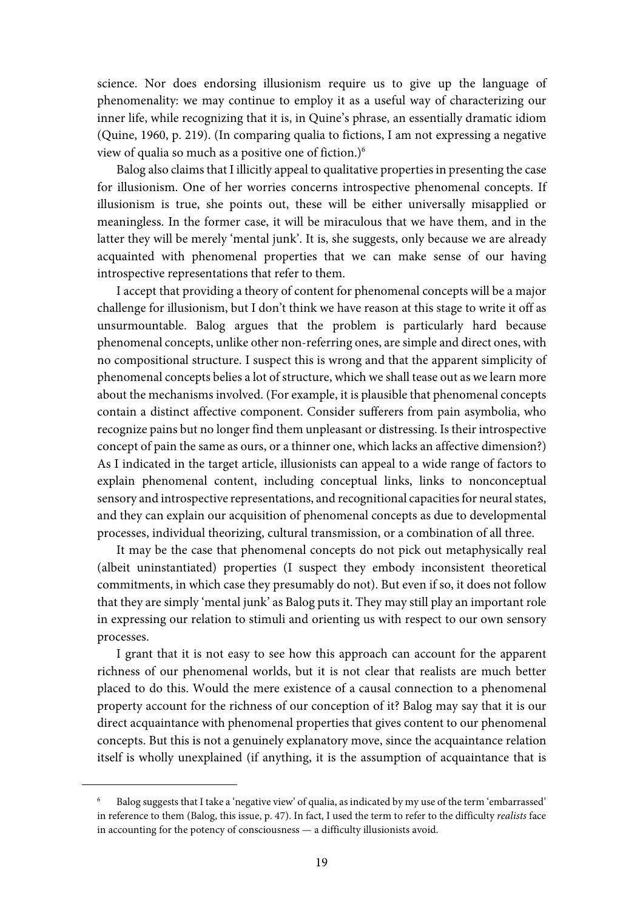science. Nor does endorsing illusionism require us to give up the language of phenomenality: we may continue to employ it as a useful way of characterizing our inner life, while recognizing that it is, in Quine's phrase, an essentially dramatic idiom (Quine, 1960, p. 219). (In comparing qualia to fictions, I am not expressing a negative view of qualia so much as a positive one of fiction.)[6]

Balog also claims that I illicitly appeal to qualitative properties in presenting the case for illusionism. One of her worries concerns introspective phenomenal concepts. If illusionism is true, she points out, these will be either universally misapplied or meaningless. In the former case, it will be miraculous that we have them, and in the latter they will be merely 'mental junk'. It is, she suggests, only because we are already acquainted with phenomenal properties that we can make sense of our having introspective representations that refer to them.

I accept that providing a theory of content for phenomenal concepts will be a major challenge for illusionism, but I don't think we have reason at this stage to write it off as unsurmountable. Balog argues that the problem is particularly hard because phenomenal concepts, unlike other non-referring ones, are simple and direct ones, with no compositional structure. I suspect this is wrong and that the apparent simplicity of phenomenal concepts belies a lot of structure, which we shall tease out as we learn more about the mechanisms involved. (For example, it is plausible that phenomenal concepts contain a distinct affective component. Consider sufferers from pain asymbolia, who recognize pains but no longer find them unpleasant or distressing. Is their introspective concept of pain the same as ours, or a thinner one, which lacks an affective dimension?) As I indicated in the target article, illusionists can appeal to a wide range of factors to explain phenomenal content, including conceptual links, links to nonconceptual sensory and introspective representations, and recognitional capacities for neural states, and they can explain our acquisition of phenomenal concepts as due to developmental processes, individual theorizing, cultural transmission, or a combination of all three.

It may be the case that phenomenal concepts do not pick out metaphysically real (albeit uninstantiated) properties (I suspect they embody inconsistent theoretical commitments, in which case they presumably do not). But even if so, it does not follow that they are simply 'mental junk' as Balog puts it. They may still play an important role in expressing our relation to stimuli and orienting us with respect to our own sensory processes.

I grant that it is not easy to see how this approach can account for the apparent richness of our phenomenal worlds, but it is not clear that realists are much better placed to do this. Would the mere existence of a causal connection to a phenomenal property account for the richness of our conception of it? Balog may say that it is our direct acquaintance with phenomenal properties that gives content to our phenomenal concepts. But this is not a genuinely explanatory move, since the acquaintance relation itself is wholly unexplained (if anything, it is the assumption of acquaintance that is

---

[6] Balog suggests that I take a 'negative view' of qualia, as indicated by my use of the term 'embarrassed' in reference to them (Balog, this issue, p. 47). In fact, I used the term to refer to the difficulty *realists* face in accounting for the potency of consciousness — a difficulty illusionists avoid.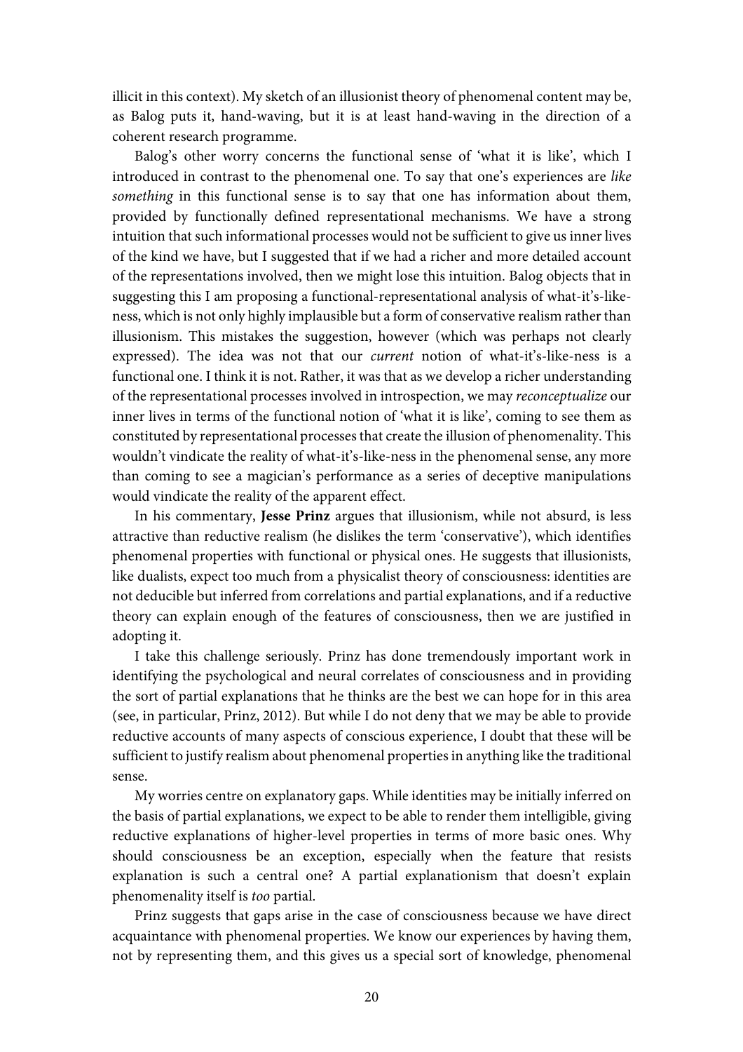illicit in this context). My sketch of an illusionist theory of phenomenal content may be, as Balog puts it, hand-waving, but it is at least hand-waving in the direction of a coherent research programme.

Balog's other worry concerns the functional sense of 'what it is like', which I introduced in contrast to the phenomenal one. To say that one's experiences are *like something* in this functional sense is to say that one has information about them, provided by functionally defined representational mechanisms. We have a strong intuition that such informational processes would not be sufficient to give us inner lives of the kind we have, but I suggested that if we had a richer and more detailed account of the representations involved, then we might lose this intuition. Balog objects that in suggesting this I am proposing a functional-representational analysis of what-it's-like-ness, which is not only highly implausible but a form of conservative realism rather than illusionism. This mistakes the suggestion, however (which was perhaps not clearly expressed). The idea was not that our *current* notion of what-it's-like-ness is a functional one. I think it is not. Rather, it was that as we develop a richer understanding of the representational processes involved in introspection, we may *reconceptualize* our inner lives in terms of the functional notion of 'what it is like', coming to see them as constituted by representational processes that create the illusion of phenomenality. This wouldn't vindicate the reality of what-it's-like-ness in the phenomenal sense, any more than coming to see a magician's performance as a series of deceptive manipulations would vindicate the reality of the apparent effect.

In his commentary, **Jesse Prinz** argues that illusionism, while not absurd, is less attractive than reductive realism (he dislikes the term 'conservative'), which identifies phenomenal properties with functional or physical ones. He suggests that illusionists, like dualists, expect too much from a physicalist theory of consciousness: identities are not deducible but inferred from correlations and partial explanations, and if a reductive theory can explain enough of the features of consciousness, then we are justified in adopting it.

I take this challenge seriously. Prinz has done tremendously important work in identifying the psychological and neural correlates of consciousness and in providing the sort of partial explanations that he thinks are the best we can hope for in this area (see, in particular, Prinz, 2012). But while I do not deny that we may be able to provide reductive accounts of many aspects of conscious experience, I doubt that these will be sufficient to justify realism about phenomenal properties in anything like the traditional sense.

My worries centre on explanatory gaps. While identities may be initially inferred on the basis of partial explanations, we expect to be able to render them intelligible, giving reductive explanations of higher-level properties in terms of more basic ones. Why should consciousness be an exception, especially when the feature that resists explanation is such a central one? A partial explanationism that doesn't explain phenomenality itself is *too* partial.

Prinz suggests that gaps arise in the case of consciousness because we have direct acquaintance with phenomenal properties. We know our experiences by having them, not by representing them, and this gives us a special sort of knowledge, phenomenal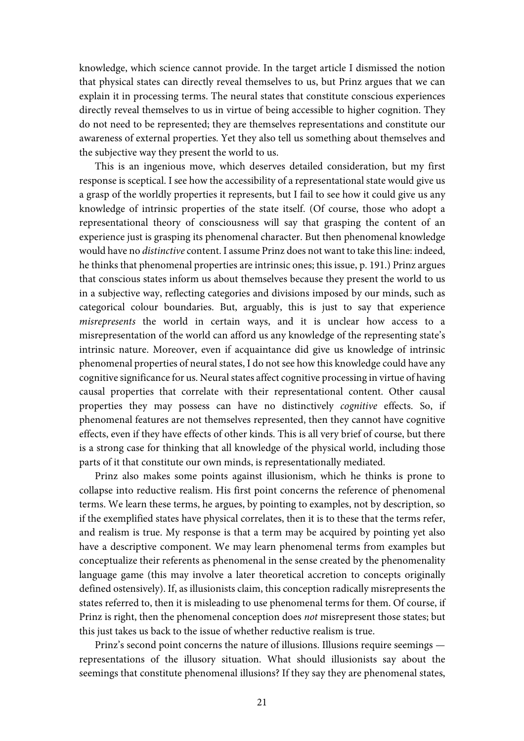knowledge, which science cannot provide. In the target article I dismissed the notion that physical states can directly reveal themselves to us, but Prinz argues that we can explain it in processing terms. The neural states that constitute conscious experiences directly reveal themselves to us in virtue of being accessible to higher cognition. They do not need to be represented; they are themselves representations and constitute our awareness of external properties. Yet they also tell us something about themselves and the subjective way they present the world to us.

This is an ingenious move, which deserves detailed consideration, but my first response is sceptical. I see how the accessibility of a representational state would give us a grasp of the worldly properties it represents, but I fail to see how it could give us any knowledge of intrinsic properties of the state itself. (Of course, those who adopt a representational theory of consciousness will say that grasping the content of an experience just is grasping its phenomenal character. But then phenomenal knowledge would have no *distinctive* content. I assume Prinz does not want to take this line: indeed, he thinks that phenomenal properties are intrinsic ones; this issue, p. 191.) Prinz argues that conscious states inform us about themselves because they present the world to us in a subjective way, reflecting categories and divisions imposed by our minds, such as categorical colour boundaries. But, arguably, this is just to say that experience *misrepresents* the world in certain ways, and it is unclear how access to a misrepresentation of the world can afford us any knowledge of the representing state's intrinsic nature. Moreover, even if acquaintance did give us knowledge of intrinsic phenomenal properties of neural states, I do not see how this knowledge could have any cognitive significance for us. Neural states affect cognitive processing in virtue of having causal properties that correlate with their representational content. Other causal properties they may possess can have no distinctively *cognitive* effects. So, if phenomenal features are not themselves represented, then they cannot have cognitive effects, even if they have effects of other kinds. This is all very brief of course, but there is a strong case for thinking that all knowledge of the physical world, including those parts of it that constitute our own minds, is representationally mediated.

Prinz also makes some points against illusionism, which he thinks is prone to collapse into reductive realism. His first point concerns the reference of phenomenal terms. We learn these terms, he argues, by pointing to examples, not by description, so if the exemplified states have physical correlates, then it is to these that the terms refer, and realism is true. My response is that a term may be acquired by pointing yet also have a descriptive component. We may learn phenomenal terms from examples but conceptualize their referents as phenomenal in the sense created by the phenomenality language game (this may involve a later theoretical accretion to concepts originally defined ostensively). If, as illusionists claim, this conception radically misrepresents the states referred to, then it is misleading to use phenomenal terms for them. Of course, if Prinz is right, then the phenomenal conception does *not* misrepresent those states; but this just takes us back to the issue of whether reductive realism is true.

Prinz's second point concerns the nature of illusions. Illusions require seemings — representations of the illusory situation. What should illusionists say about the seemings that constitute phenomenal illusions? If they say they are phenomenal states,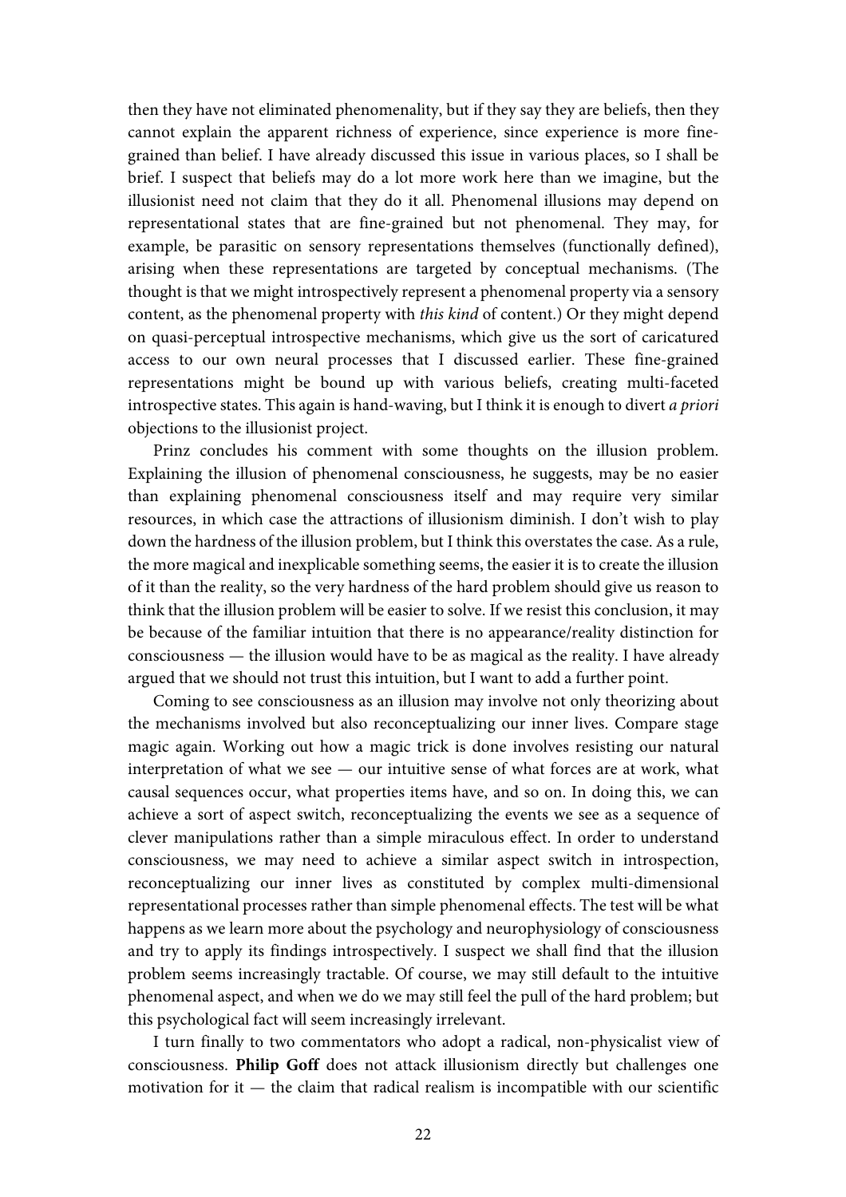then they have not eliminated phenomenality, but if they say they are beliefs, then they cannot explain the apparent richness of experience, since experience is more fine-grained than belief. I have already discussed this issue in various places, so I shall be brief. I suspect that beliefs may do a lot more work here than we imagine, but the illusionist need not claim that they do it all. Phenomenal illusions may depend on representational states that are fine-grained but not phenomenal. They may, for example, be parasitic on sensory representations themselves (functionally defined), arising when these representations are targeted by conceptual mechanisms. (The thought is that we might introspectively represent a phenomenal property via a sensory content, as the phenomenal property with *this kind* of content.) Or they might depend on quasi-perceptual introspective mechanisms, which give us the sort of caricatured access to our own neural processes that I discussed earlier. These fine-grained representations might be bound up with various beliefs, creating multi-faceted introspective states. This again is hand-waving, but I think it is enough to divert *a priori* objections to the illusionist project.

Prinz concludes his comment with some thoughts on the illusion problem. Explaining the illusion of phenomenal consciousness, he suggests, may be no easier than explaining phenomenal consciousness itself and may require very similar resources, in which case the attractions of illusionism diminish. I don't wish to play down the hardness of the illusion problem, but I think this overstates the case. As a rule, the more magical and inexplicable something seems, the easier it is to create the illusion of it than the reality, so the very hardness of the hard problem should give us reason to think that the illusion problem will be easier to solve. If we resist this conclusion, it may be because of the familiar intuition that there is no appearance/reality distinction for consciousness — the illusion would have to be as magical as the reality. I have already argued that we should not trust this intuition, but I want to add a further point.

Coming to see consciousness as an illusion may involve not only theorizing about the mechanisms involved but also reconceptualizing our inner lives. Compare stage magic again. Working out how a magic trick is done involves resisting our natural interpretation of what we see — our intuitive sense of what forces are at work, what causal sequences occur, what properties items have, and so on. In doing this, we can achieve a sort of aspect switch, reconceptualizing the events we see as a sequence of clever manipulations rather than a simple miraculous effect. In order to understand consciousness, we may need to achieve a similar aspect switch in introspection, reconceptualizing our inner lives as constituted by complex multi-dimensional representational processes rather than simple phenomenal effects. The test will be what happens as we learn more about the psychology and neurophysiology of consciousness and try to apply its findings introspectively. I suspect we shall find that the illusion problem seems increasingly tractable. Of course, we may still default to the intuitive phenomenal aspect, and when we do we may still feel the pull of the hard problem; but this psychological fact will seem increasingly irrelevant.

I turn finally to two commentators who adopt a radical, non-physicalist view of consciousness. **Philip Goff** does not attack illusionism directly but challenges one motivation for it — the claim that radical realism is incompatible with our scientific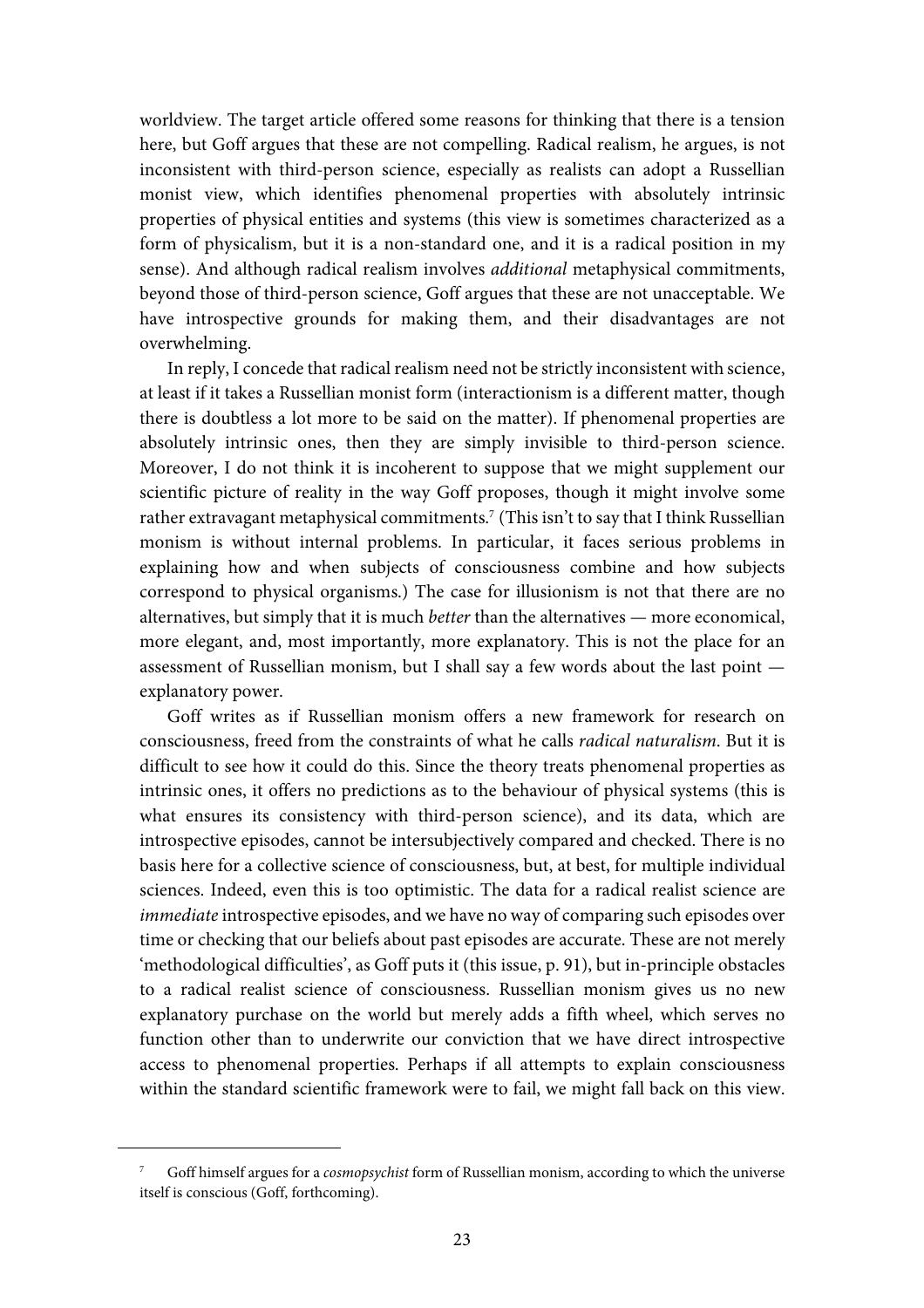worldview. The target article offered some reasons for thinking that there is a tension here, but Goff argues that these are not compelling. Radical realism, he argues, is not inconsistent with third-person science, especially as realists can adopt a Russellian monist view, which identifies phenomenal properties with absolutely intrinsic properties of physical entities and systems (this view is sometimes characterized as a form of physicalism, but it is a non-standard one, and it is a radical position in my sense). And although radical realism involves *additional* metaphysical commitments, beyond those of third-person science, Goff argues that these are not unacceptable. We have introspective grounds for making them, and their disadvantages are not overwhelming.

In reply, I concede that radical realism need not be strictly inconsistent with science, at least if it takes a Russellian monist form (interactionism is a different matter, though there is doubtless a lot more to be said on the matter). If phenomenal properties are absolutely intrinsic ones, then they are simply invisible to third-person science. Moreover, I do not think it is incoherent to suppose that we might supplement our scientific picture of reality in the way Goff proposes, though it might involve some rather extravagant metaphysical commitments.[7] (This isn't to say that I think Russellian monism is without internal problems. In particular, it faces serious problems in explaining how and when subjects of consciousness combine and how subjects correspond to physical organisms.) The case for illusionism is not that there are no alternatives, but simply that it is much *better* than the alternatives — more economical, more elegant, and, most importantly, more explanatory. This is not the place for an assessment of Russellian monism, but I shall say a few words about the last point — explanatory power.

Goff writes as if Russellian monism offers a new framework for research on consciousness, freed from the constraints of what he calls *radical naturalism*. But it is difficult to see how it could do this. Since the theory treats phenomenal properties as intrinsic ones, it offers no predictions as to the behaviour of physical systems (this is what ensures its consistency with third-person science), and its data, which are introspective episodes, cannot be intersubjectively compared and checked. There is no basis here for a collective science of consciousness, but, at best, for multiple individual sciences. Indeed, even this is too optimistic. The data for a radical realist science are *immediate* introspective episodes, and we have no way of comparing such episodes over time or checking that our beliefs about past episodes are accurate. These are not merely 'methodological difficulties', as Goff puts it (this issue, p. 91), but in-principle obstacles to a radical realist science of consciousness. Russellian monism gives us no new explanatory purchase on the world but merely adds a fifth wheel, which serves no function other than to underwrite our conviction that we have direct introspective access to phenomenal properties. Perhaps if all attempts to explain consciousness within the standard scientific framework were to fail, we might fall back on this view.

[7] Goff himself argues for a *cosmopsychist* form of Russellian monism, according to which the universe itself is conscious (Goff, forthcoming).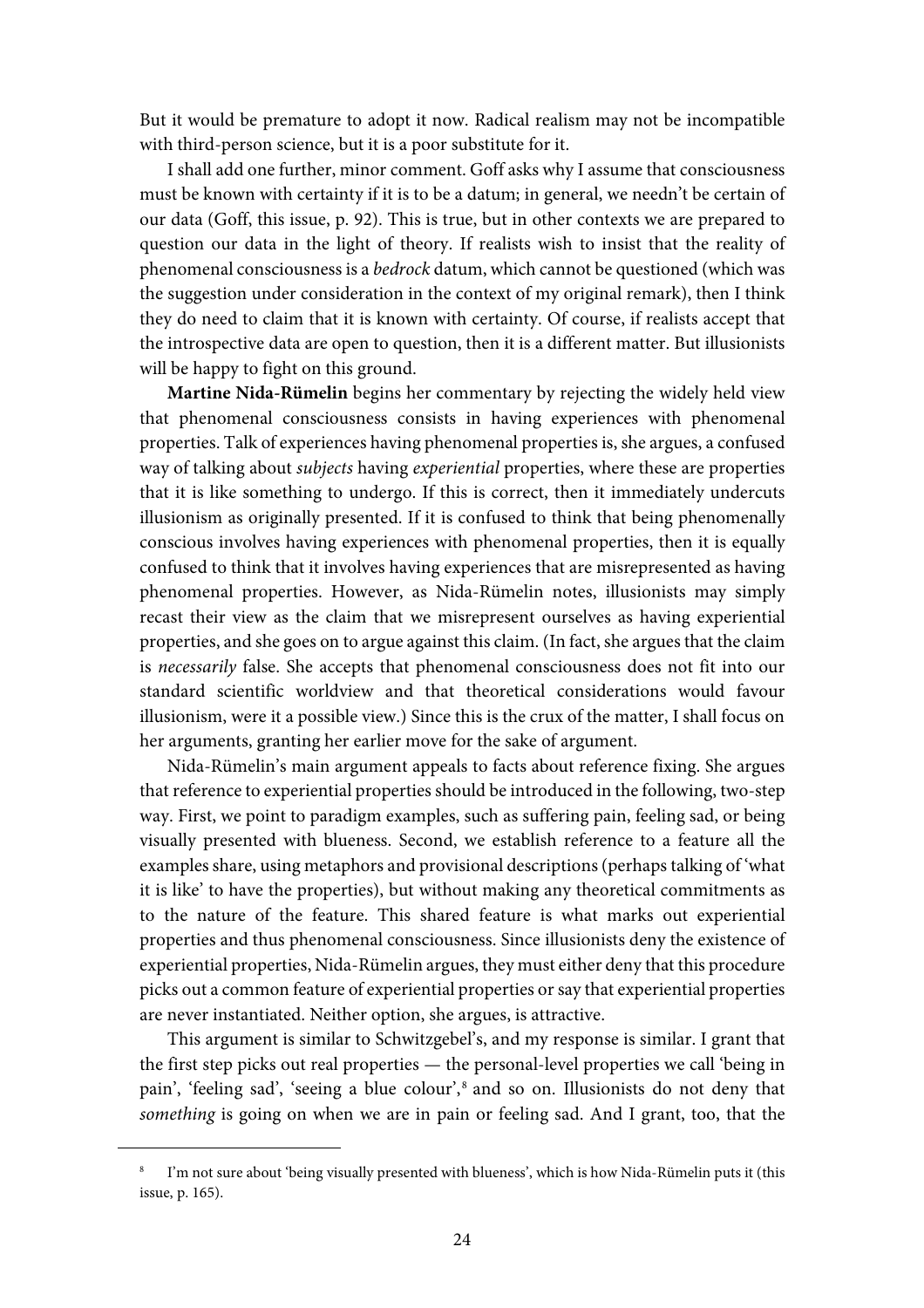But it would be premature to adopt it now. Radical realism may not be incompatible with third-person science, but it is a poor substitute for it.

I shall add one further, minor comment. Goff asks why I assume that consciousness must be known with certainty if it is to be a datum; in general, we needn't be certain of our data (Goff, this issue, p. 92). This is true, but in other contexts we are prepared to question our data in the light of theory. If realists wish to insist that the reality of phenomenal consciousness is a *bedrock* datum, which cannot be questioned (which was the suggestion under consideration in the context of my original remark), then I think they do need to claim that it is known with certainty. Of course, if realists accept that the introspective data are open to question, then it is a different matter. But illusionists will be happy to fight on this ground.

**Martine Nida-Rümelin** begins her commentary by rejecting the widely held view that phenomenal consciousness consists in having experiences with phenomenal properties. Talk of experiences having phenomenal properties is, she argues, a confused way of talking about *subjects* having *experiential* properties, where these are properties that it is like something to undergo. If this is correct, then it immediately undercuts illusionism as originally presented. If it is confused to think that being phenomenally conscious involves having experiences with phenomenal properties, then it is equally confused to think that it involves having experiences that are misrepresented as having phenomenal properties. However, as Nida-Rümelin notes, illusionists may simply recast their view as the claim that we misrepresent ourselves as having experiential properties, and she goes on to argue against this claim. (In fact, she argues that the claim is *necessarily* false. She accepts that phenomenal consciousness does not fit into our standard scientific worldview and that theoretical considerations would favour illusionism, were it a possible view.) Since this is the crux of the matter, I shall focus on her arguments, granting her earlier move for the sake of argument.

Nida-Rümelin's main argument appeals to facts about reference fixing. She argues that reference to experiential properties should be introduced in the following, two-step way. First, we point to paradigm examples, such as suffering pain, feeling sad, or being visually presented with blueness. Second, we establish reference to a feature all the examples share, using metaphors and provisional descriptions (perhaps talking of 'what it is like' to have the properties), but without making any theoretical commitments as to the nature of the feature. This shared feature is what marks out experiential properties and thus phenomenal consciousness. Since illusionists deny the existence of experiential properties, Nida-Rümelin argues, they must either deny that this procedure picks out a common feature of experiential properties or say that experiential properties are never instantiated. Neither option, she argues, is attractive.

This argument is similar to Schwitzgebel's, and my response is similar. I grant that the first step picks out real properties — the personal-level properties we call 'being in pain', 'feeling sad', 'seeing a blue colour',[8] and so on. Illusionists do not deny that *something* is going on when we are in pain or feeling sad. And I grant, too, that the

[8] I'm not sure about 'being visually presented with blueness', which is how Nida-Rümelin puts it (this issue, p. 165).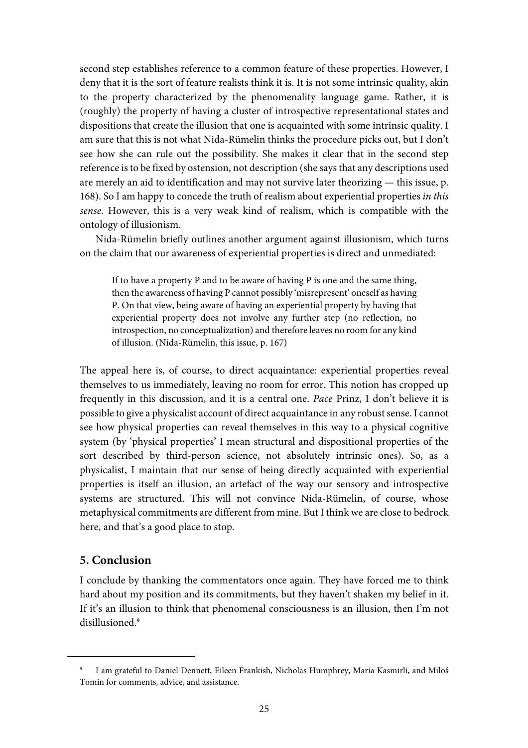second step establishes reference to a common feature of these properties. However, I deny that it is the sort of feature realists think it is. It is not some intrinsic quality, akin to the property characterized by the phenomenality language game. Rather, it is (roughly) the property of having a cluster of introspective representational states and dispositions that create the illusion that one is acquainted with some intrinsic quality. I am sure that this is not what Nida-Rümelin thinks the procedure picks out, but I don't see how she can rule out the possibility. She makes it clear that in the second step reference is to be fixed by ostension, not description (she says that any descriptions used are merely an aid to identification and may not survive later theorizing — this issue, p. 168). So I am happy to concede the truth of realism about experiential properties *in this sense*. However, this is a very weak kind of realism, which is compatible with the ontology of illusionism.

Nida-Rümelin briefly outlines another argument against illusionism, which turns on the claim that our awareness of experiential properties is direct and unmediated:

> If to have a property P and to be aware of having P is one and the same thing, then the awareness of having P cannot possibly 'misrepresent' oneself as having P. On that view, being aware of having an experiential property by having that experiential property does not involve any further step (no reflection, no introspection, no conceptualization) and therefore leaves no room for any kind of illusion. (Nida-Rümelin, this issue, p. 167)

The appeal here is, of course, to direct acquaintance: experiential properties reveal themselves to us immediately, leaving no room for error. This notion has cropped up frequently in this discussion, and it is a central one. *Pace* Prinz, I don't believe it is possible to give a physicalist account of direct acquaintance in any robust sense. I cannot see how physical properties can reveal themselves in this way to a physical cognitive system (by 'physical properties' I mean structural and dispositional properties of the sort described by third-person science, not absolutely intrinsic ones). So, as a physicalist, I maintain that our sense of being directly acquainted with experiential properties is itself an illusion, an artefact of the way our sensory and introspective systems are structured. This will not convince Nida-Rümelin, of course, whose metaphysical commitments are different from mine. But I think we are close to bedrock here, and that's a good place to stop.

## 5. Conclusion

I conclude by thanking the commentators once again. They have forced me to think hard about my position and its commitments, but they haven't shaken my belief in it. If it's an illusion to think that phenomenal consciousness is an illusion, then I'm not disillusioned.[9]

---

[9] I am grateful to Daniel Dennett, Eileen Frankish, Nicholas Humphrey, Maria Kasmirli, and Miloš Tomin for comments, advice, and assistance.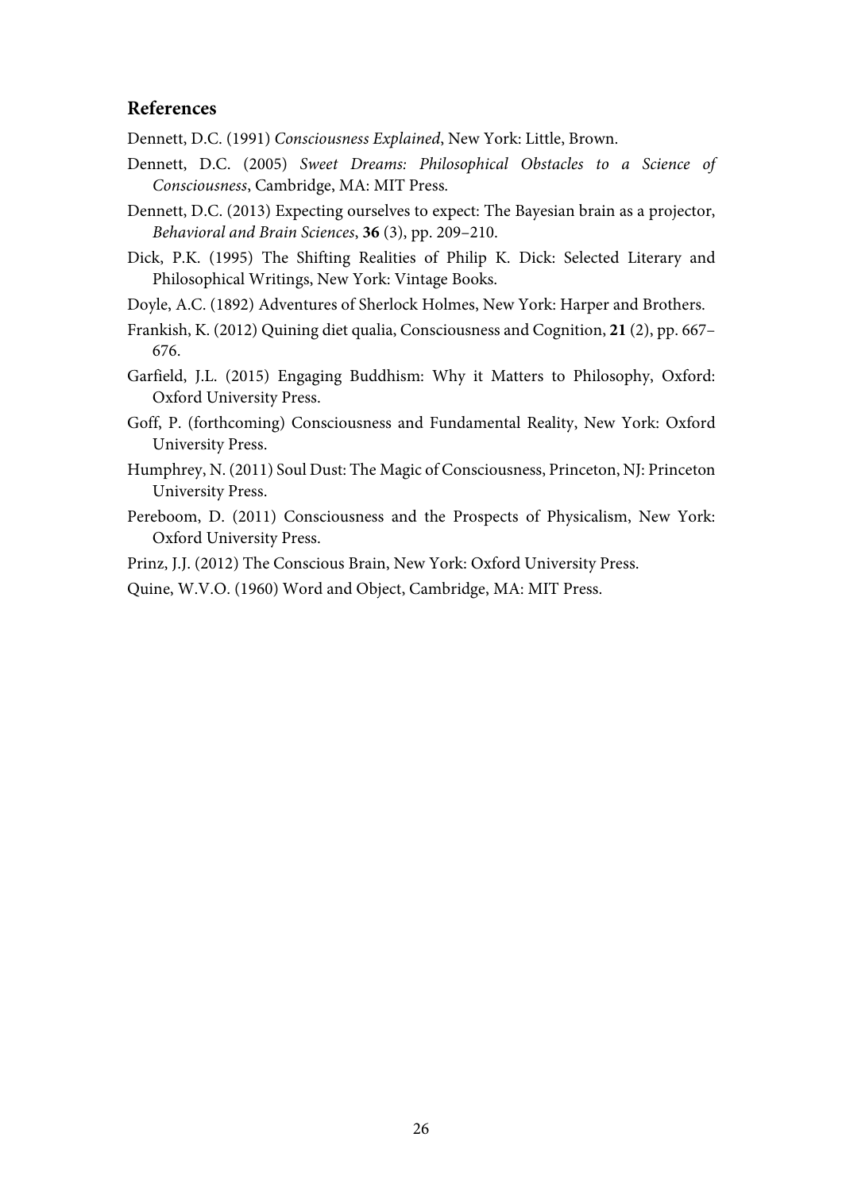## References

Dennett, D.C. (1991) *Consciousness Explained*, New York: Little, Brown.

Dennett, D.C. (2005) *Sweet Dreams: Philosophical Obstacles to a Science of Consciousness*, Cambridge, MA: MIT Press.

Dennett, D.C. (2013) Expecting ourselves to expect: The Bayesian brain as a projector, *Behavioral and Brain Sciences*, **36** (3), pp. 209–210.

Dick, P.K. (1995) The Shifting Realities of Philip K. Dick: Selected Literary and Philosophical Writings, New York: Vintage Books.

Doyle, A.C. (1892) Adventures of Sherlock Holmes, New York: Harper and Brothers.

Frankish, K. (2012) Quining diet qualia, Consciousness and Cognition, **21** (2), pp. 667–676.

Garfield, J.L. (2015) Engaging Buddhism: Why it Matters to Philosophy, Oxford: Oxford University Press.

Goff, P. (forthcoming) Consciousness and Fundamental Reality, New York: Oxford University Press.

Humphrey, N. (2011) Soul Dust: The Magic of Consciousness, Princeton, NJ: Princeton University Press.

Pereboom, D. (2011) Consciousness and the Prospects of Physicalism, New York: Oxford University Press.

Prinz, J.J. (2012) The Conscious Brain, New York: Oxford University Press.

Quine, W.V.O. (1960) Word and Object, Cambridge, MA: MIT Press.